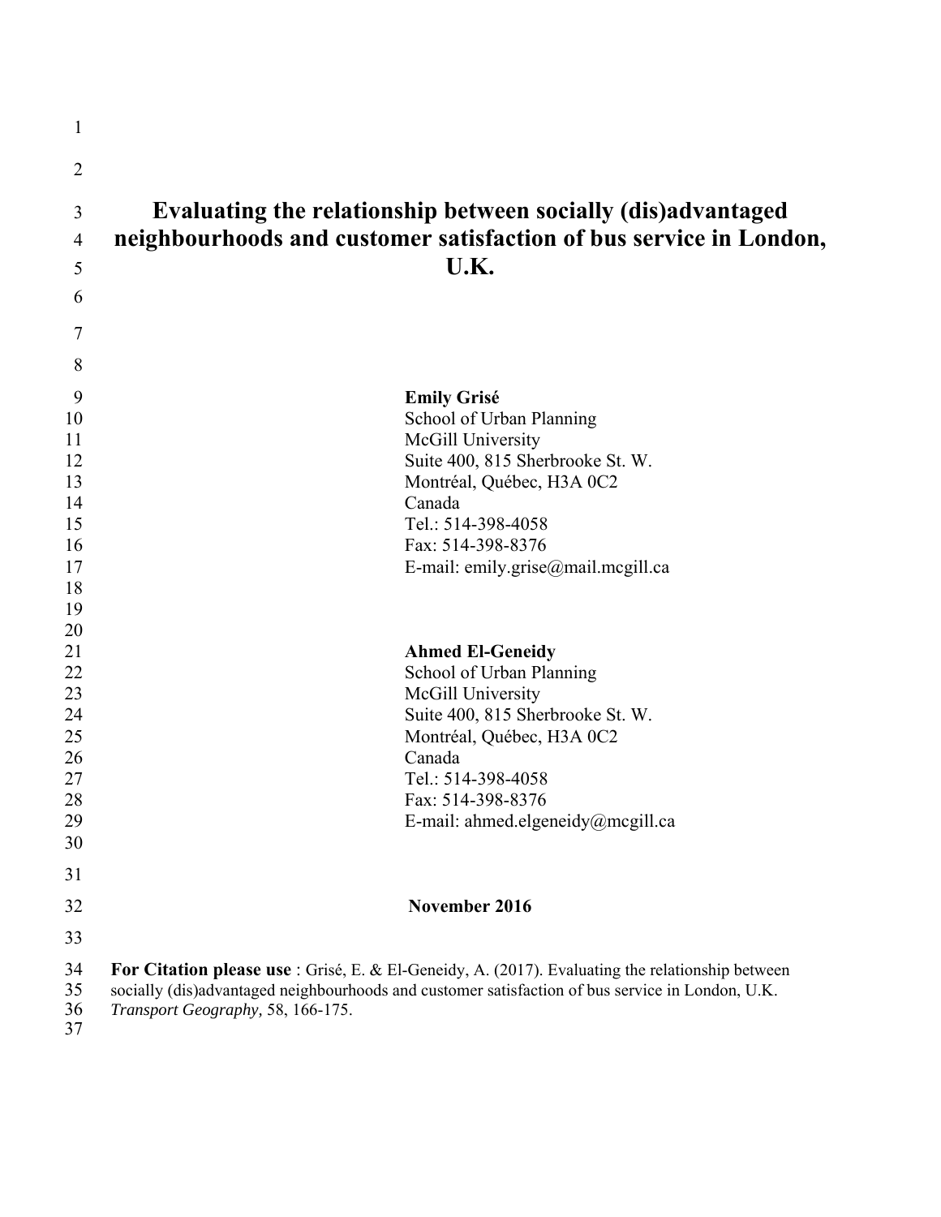# Evaluating the relationship between socially (dis)advantaged neighbourhoods and customer satisfaction of bus service in London, U.K.

**Emily Grisé**
School of Urban Planning
McGill University
Suite 400, 815 Sherbrooke St. W.
Montréal, Québec, H3A 0C2
Canada
Tel.: 514-398-4058
Fax: 514-398-8376
E-mail: emily.grise@mail.mcgill.ca

**Ahmed El-Geneidy**
School of Urban Planning
McGill University
Suite 400, 815 Sherbrooke St. W.
Montréal, Québec, H3A 0C2
Canada
Tel.: 514-398-4058
Fax: 514-398-8376
E-mail: ahmed.elgeneidy@mcgill.ca

**November 2016**

**For Citation please use** : Grisé, E. & El-Geneidy, A. (2017). Evaluating the relationship between socially (dis)advantaged neighbourhoods and customer satisfaction of bus service in London, U.K. *Transport Geography,* 58, 166-175.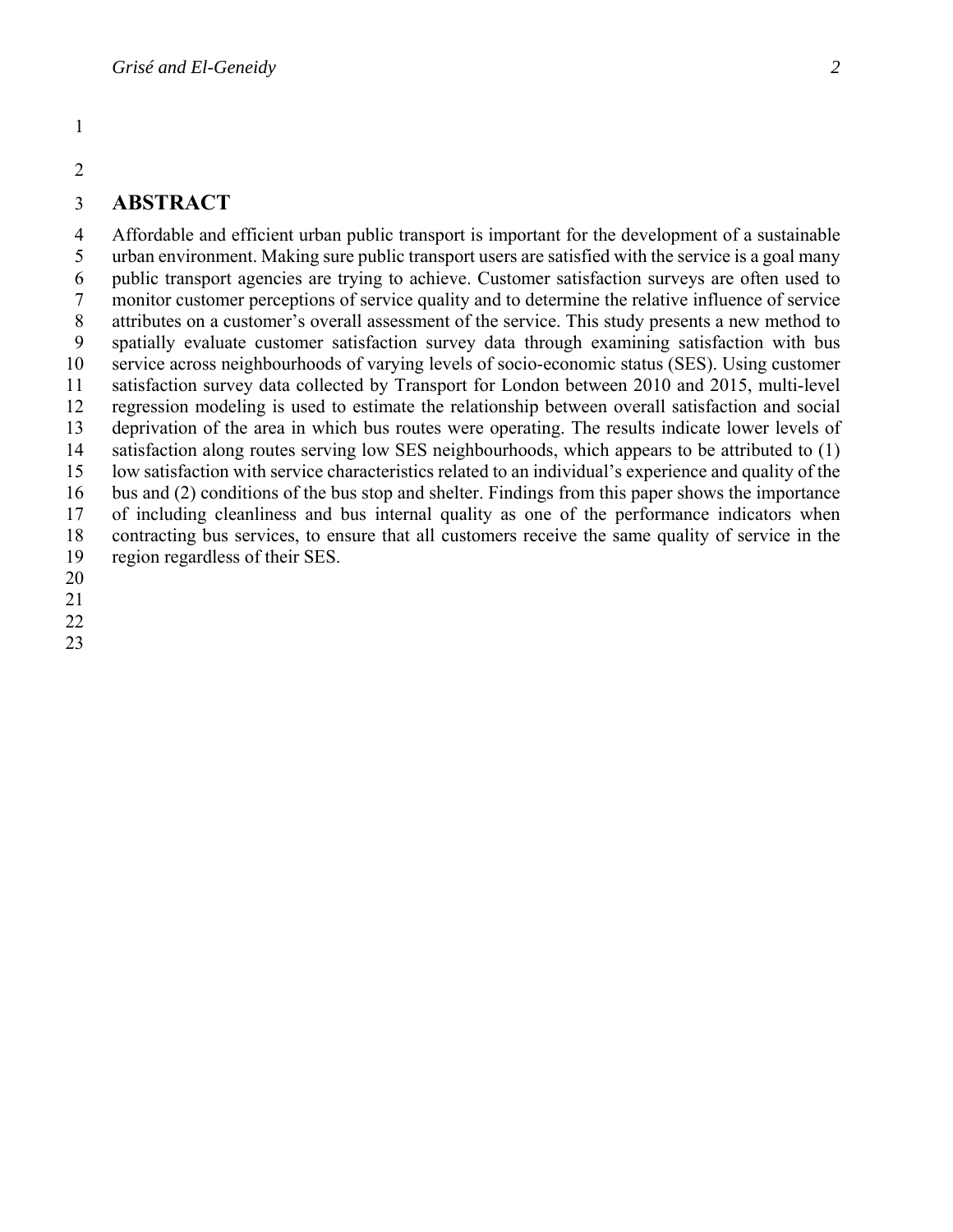# ABSTRACT

Affordable and efficient urban public transport is important for the development of a sustainable urban environment. Making sure public transport users are satisfied with the service is a goal many public transport agencies are trying to achieve. Customer satisfaction surveys are often used to monitor customer perceptions of service quality and to determine the relative influence of service attributes on a customer's overall assessment of the service. This study presents a new method to spatially evaluate customer satisfaction survey data through examining satisfaction with bus service across neighbourhoods of varying levels of socio-economic status (SES). Using customer satisfaction survey data collected by Transport for London between 2010 and 2015, multi-level regression modeling is used to estimate the relationship between overall satisfaction and social deprivation of the area in which bus routes were operating. The results indicate lower levels of satisfaction along routes serving low SES neighbourhoods, which appears to be attributed to (1) low satisfaction with service characteristics related to an individual's experience and quality of the bus and (2) conditions of the bus stop and shelter. Findings from this paper shows the importance of including cleanliness and bus internal quality as one of the performance indicators when contracting bus services, to ensure that all customers receive the same quality of service in the region regardless of their SES.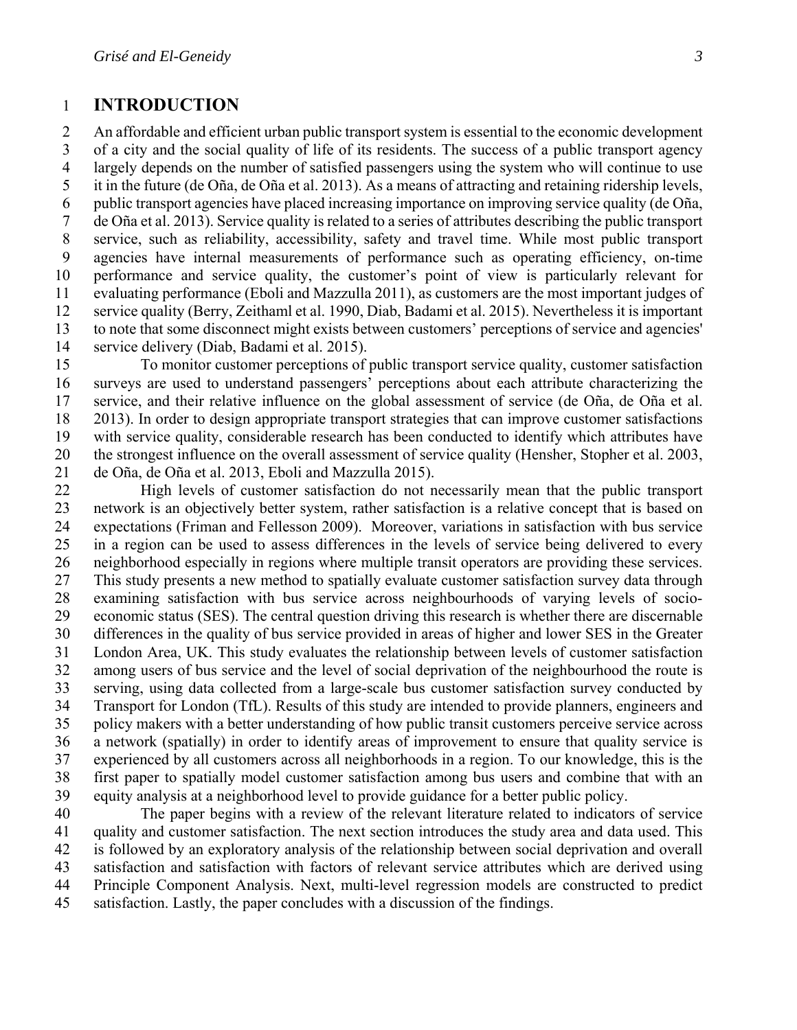# INTRODUCTION

An affordable and efficient urban public transport system is essential to the economic development of a city and the social quality of life of its residents. The success of a public transport agency largely depends on the number of satisfied passengers using the system who will continue to use it in the future (de Oña, de Oña et al. 2013). As a means of attracting and retaining ridership levels, public transport agencies have placed increasing importance on improving service quality (de Oña, de Oña et al. 2013). Service quality is related to a series of attributes describing the public transport service, such as reliability, accessibility, safety and travel time. While most public transport agencies have internal measurements of performance such as operating efficiency, on-time performance and service quality, the customer's point of view is particularly relevant for evaluating performance (Eboli and Mazzulla 2011), as customers are the most important judges of service quality (Berry, Zeithaml et al. 1990, Diab, Badami et al. 2015). Nevertheless it is important to note that some disconnect might exists between customers' perceptions of service and agencies' service delivery (Diab, Badami et al. 2015).

To monitor customer perceptions of public transport service quality, customer satisfaction surveys are used to understand passengers' perceptions about each attribute characterizing the service, and their relative influence on the global assessment of service (de Oña, de Oña et al. 2013). In order to design appropriate transport strategies that can improve customer satisfactions with service quality, considerable research has been conducted to identify which attributes have the strongest influence on the overall assessment of service quality (Hensher, Stopher et al. 2003, de Oña, de Oña et al. 2013, Eboli and Mazzulla 2015).

High levels of customer satisfaction do not necessarily mean that the public transport network is an objectively better system, rather satisfaction is a relative concept that is based on expectations (Friman and Fellesson 2009). Moreover, variations in satisfaction with bus service in a region can be used to assess differences in the levels of service being delivered to every neighborhood especially in regions where multiple transit operators are providing these services. This study presents a new method to spatially evaluate customer satisfaction survey data through examining satisfaction with bus service across neighbourhoods of varying levels of socio-economic status (SES). The central question driving this research is whether there are discernable differences in the quality of bus service provided in areas of higher and lower SES in the Greater London Area, UK. This study evaluates the relationship between levels of customer satisfaction among users of bus service and the level of social deprivation of the neighbourhood the route is serving, using data collected from a large-scale bus customer satisfaction survey conducted by Transport for London (TfL). Results of this study are intended to provide planners, engineers and policy makers with a better understanding of how public transit customers perceive service across a network (spatially) in order to identify areas of improvement to ensure that quality service is experienced by all customers across all neighborhoods in a region. To our knowledge, this is the first paper to spatially model customer satisfaction among bus users and combine that with an equity analysis at a neighborhood level to provide guidance for a better public policy.

The paper begins with a review of the relevant literature related to indicators of service quality and customer satisfaction. The next section introduces the study area and data used. This is followed by an exploratory analysis of the relationship between social deprivation and overall satisfaction and satisfaction with factors of relevant service attributes which are derived using Principle Component Analysis. Next, multi-level regression models are constructed to predict satisfaction. Lastly, the paper concludes with a discussion of the findings.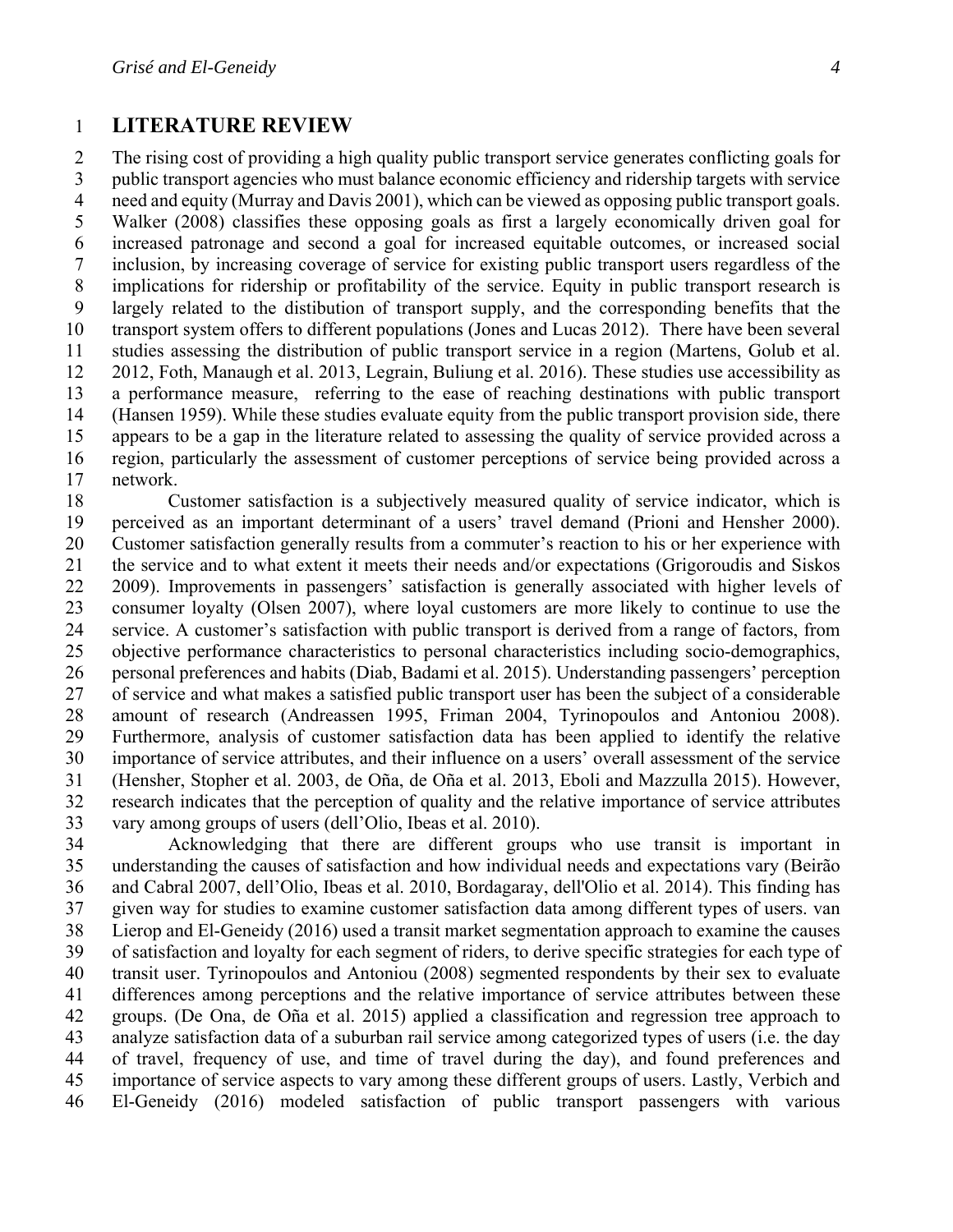# LITERATURE REVIEW

The rising cost of providing a high quality public transport service generates conflicting goals for public transport agencies who must balance economic efficiency and ridership targets with service need and equity (Murray and Davis 2001), which can be viewed as opposing public transport goals. Walker (2008) classifies these opposing goals as first a largely economically driven goal for increased patronage and second a goal for increased equitable outcomes, or increased social inclusion, by increasing coverage of service for existing public transport users regardless of the implications for ridership or profitability of the service. Equity in public transport research is largely related to the distibution of transport supply, and the corresponding benefits that the transport system offers to different populations (Jones and Lucas 2012). There have been several studies assessing the distribution of public transport service in a region (Martens, Golub et al. 2012, Foth, Manaugh et al. 2013, Legrain, Buliung et al. 2016). These studies use accessibility as a performance measure, referring to the ease of reaching destinations with public transport (Hansen 1959). While these studies evaluate equity from the public transport provision side, there appears to be a gap in the literature related to assessing the quality of service provided across a region, particularly the assessment of customer perceptions of service being provided across a network.

Customer satisfaction is a subjectively measured quality of service indicator, which is perceived as an important determinant of a users' travel demand (Prioni and Hensher 2000). Customer satisfaction generally results from a commuter's reaction to his or her experience with the service and to what extent it meets their needs and/or expectations (Grigoroudis and Siskos 2009). Improvements in passengers' satisfaction is generally associated with higher levels of consumer loyalty (Olsen 2007), where loyal customers are more likely to continue to use the service. A customer's satisfaction with public transport is derived from a range of factors, from objective performance characteristics to personal characteristics including socio-demographics, personal preferences and habits (Diab, Badami et al. 2015). Understanding passengers' perception of service and what makes a satisfied public transport user has been the subject of a considerable amount of research (Andreassen 1995, Friman 2004, Tyrinopoulos and Antoniou 2008). Furthermore, analysis of customer satisfaction data has been applied to identify the relative importance of service attributes, and their influence on a users' overall assessment of the service (Hensher, Stopher et al. 2003, de Oña, de Oña et al. 2013, Eboli and Mazzulla 2015). However, research indicates that the perception of quality and the relative importance of service attributes vary among groups of users (dell'Olio, Ibeas et al. 2010).

Acknowledging that there are different groups who use transit is important in understanding the causes of satisfaction and how individual needs and expectations vary (Beirão and Cabral 2007, dell'Olio, Ibeas et al. 2010, Bordagaray, dell'Olio et al. 2014). This finding has given way for studies to examine customer satisfaction data among different types of users. van Lierop and El-Geneidy (2016) used a transit market segmentation approach to examine the causes of satisfaction and loyalty for each segment of riders, to derive specific strategies for each type of transit user. Tyrinopoulos and Antoniou (2008) segmented respondents by their sex to evaluate differences among perceptions and the relative importance of service attributes between these groups. (De Ona, de Oña et al. 2015) applied a classification and regression tree approach to analyze satisfaction data of a suburban rail service among categorized types of users (i.e. the day of travel, frequency of use, and time of travel during the day), and found preferences and importance of service aspects to vary among these different groups of users. Lastly, Verbich and El-Geneidy (2016) modeled satisfaction of public transport passengers with various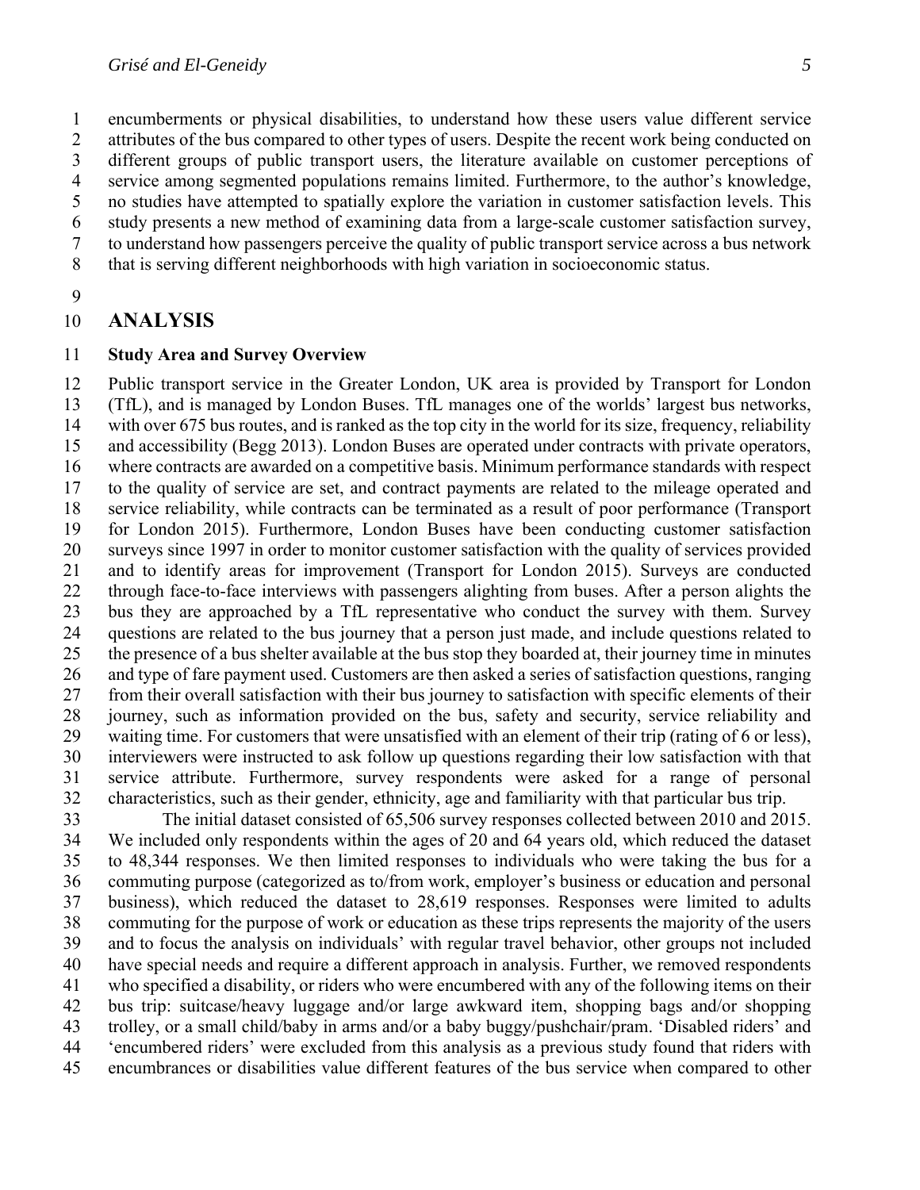encumberments or physical disabilities, to understand how these users value different service attributes of the bus compared to other types of users. Despite the recent work being conducted on different groups of public transport users, the literature available on customer perceptions of service among segmented populations remains limited. Furthermore, to the author's knowledge, no studies have attempted to spatially explore the variation in customer satisfaction levels. This study presents a new method of examining data from a large-scale customer satisfaction survey, to understand how passengers perceive the quality of public transport service across a bus network that is serving different neighborhoods with high variation in socioeconomic status.

# ANALYSIS

### Study Area and Survey Overview

Public transport service in the Greater London, UK area is provided by Transport for London (TfL), and is managed by London Buses. TfL manages one of the worlds' largest bus networks, with over 675 bus routes, and is ranked as the top city in the world for its size, frequency, reliability and accessibility (Begg 2013). London Buses are operated under contracts with private operators, where contracts are awarded on a competitive basis. Minimum performance standards with respect to the quality of service are set, and contract payments are related to the mileage operated and service reliability, while contracts can be terminated as a result of poor performance (Transport for London 2015). Furthermore, London Buses have been conducting customer satisfaction surveys since 1997 in order to monitor customer satisfaction with the quality of services provided and to identify areas for improvement (Transport for London 2015). Surveys are conducted through face-to-face interviews with passengers alighting from buses. After a person alights the bus they are approached by a TfL representative who conduct the survey with them. Survey questions are related to the bus journey that a person just made, and include questions related to the presence of a bus shelter available at the bus stop they boarded at, their journey time in minutes and type of fare payment used. Customers are then asked a series of satisfaction questions, ranging from their overall satisfaction with their bus journey to satisfaction with specific elements of their journey, such as information provided on the bus, safety and security, service reliability and waiting time. For customers that were unsatisfied with an element of their trip (rating of 6 or less), interviewers were instructed to ask follow up questions regarding their low satisfaction with that service attribute. Furthermore, survey respondents were asked for a range of personal characteristics, such as their gender, ethnicity, age and familiarity with that particular bus trip.

The initial dataset consisted of 65,506 survey responses collected between 2010 and 2015. We included only respondents within the ages of 20 and 64 years old, which reduced the dataset to 48,344 responses. We then limited responses to individuals who were taking the bus for a commuting purpose (categorized as to/from work, employer's business or education and personal business), which reduced the dataset to 28,619 responses. Responses were limited to adults commuting for the purpose of work or education as these trips represents the majority of the users and to focus the analysis on individuals' with regular travel behavior, other groups not included have special needs and require a different approach in analysis. Further, we removed respondents who specified a disability, or riders who were encumbered with any of the following items on their bus trip: suitcase/heavy luggage and/or large awkward item, shopping bags and/or shopping trolley, or a small child/baby in arms and/or a baby buggy/pushchair/pram. 'Disabled riders' and 'encumbered riders' were excluded from this analysis as a previous study found that riders with encumbrances or disabilities value different features of the bus service when compared to other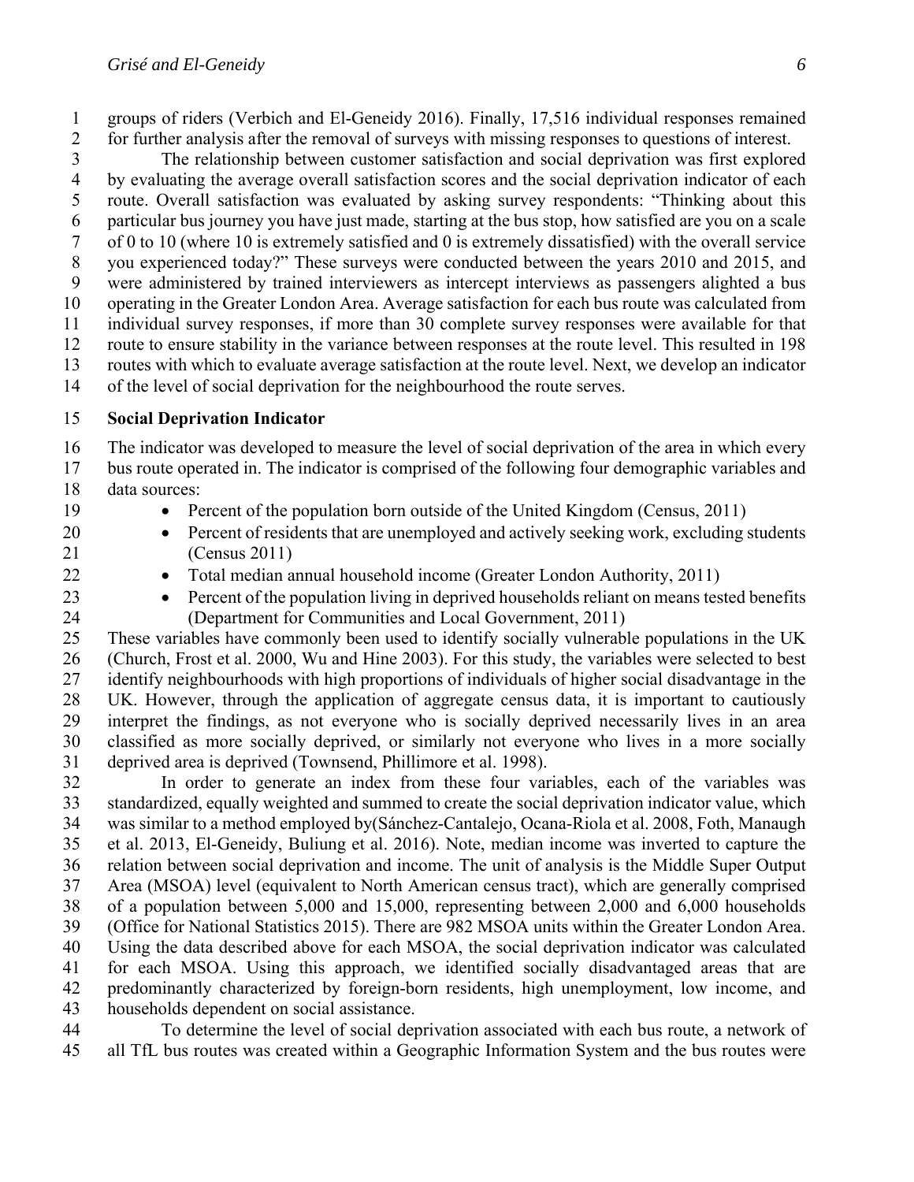groups of riders (Verbich and El-Geneidy 2016). Finally, 17,516 individual responses remained for further analysis after the removal of surveys with missing responses to questions of interest.

The relationship between customer satisfaction and social deprivation was first explored by evaluating the average overall satisfaction scores and the social deprivation indicator of each route. Overall satisfaction was evaluated by asking survey respondents: "Thinking about this particular bus journey you have just made, starting at the bus stop, how satisfied are you on a scale of 0 to 10 (where 10 is extremely satisfied and 0 is extremely dissatisfied) with the overall service you experienced today?" These surveys were conducted between the years 2010 and 2015, and were administered by trained interviewers as intercept interviews as passengers alighted a bus operating in the Greater London Area. Average satisfaction for each bus route was calculated from individual survey responses, if more than 30 complete survey responses were available for that route to ensure stability in the variance between responses at the route level. This resulted in 198 routes with which to evaluate average satisfaction at the route level. Next, we develop an indicator of the level of social deprivation for the neighbourhood the route serves.

**Social Deprivation Indicator**

The indicator was developed to measure the level of social deprivation of the area in which every bus route operated in. The indicator is comprised of the following four demographic variables and data sources:

- Percent of the population born outside of the United Kingdom (Census, 2011)
- Percent of residents that are unemployed and actively seeking work, excluding students (Census 2011)
- Total median annual household income (Greater London Authority, 2011)
- Percent of the population living in deprived households reliant on means tested benefits (Department for Communities and Local Government, 2011)

These variables have commonly been used to identify socially vulnerable populations in the UK (Church, Frost et al. 2000, Wu and Hine 2003). For this study, the variables were selected to best identify neighbourhoods with high proportions of individuals of higher social disadvantage in the UK. However, through the application of aggregate census data, it is important to cautiously interpret the findings, as not everyone who is socially deprived necessarily lives in an area classified as more socially deprived, or similarly not everyone who lives in a more socially deprived area is deprived (Townsend, Phillimore et al. 1998).

In order to generate an index from these four variables, each of the variables was standardized, equally weighted and summed to create the social deprivation indicator value, which was similar to a method employed by(Sánchez-Cantalejo, Ocana-Riola et al. 2008, Foth, Manaugh et al. 2013, El-Geneidy, Buliung et al. 2016). Note, median income was inverted to capture the relation between social deprivation and income. The unit of analysis is the Middle Super Output Area (MSOA) level (equivalent to North American census tract), which are generally comprised of a population between 5,000 and 15,000, representing between 2,000 and 6,000 households (Office for National Statistics 2015). There are 982 MSOA units within the Greater London Area. Using the data described above for each MSOA, the social deprivation indicator was calculated for each MSOA. Using this approach, we identified socially disadvantaged areas that are predominantly characterized by foreign-born residents, high unemployment, low income, and households dependent on social assistance.

To determine the level of social deprivation associated with each bus route, a network of all TfL bus routes was created within a Geographic Information System and the bus routes were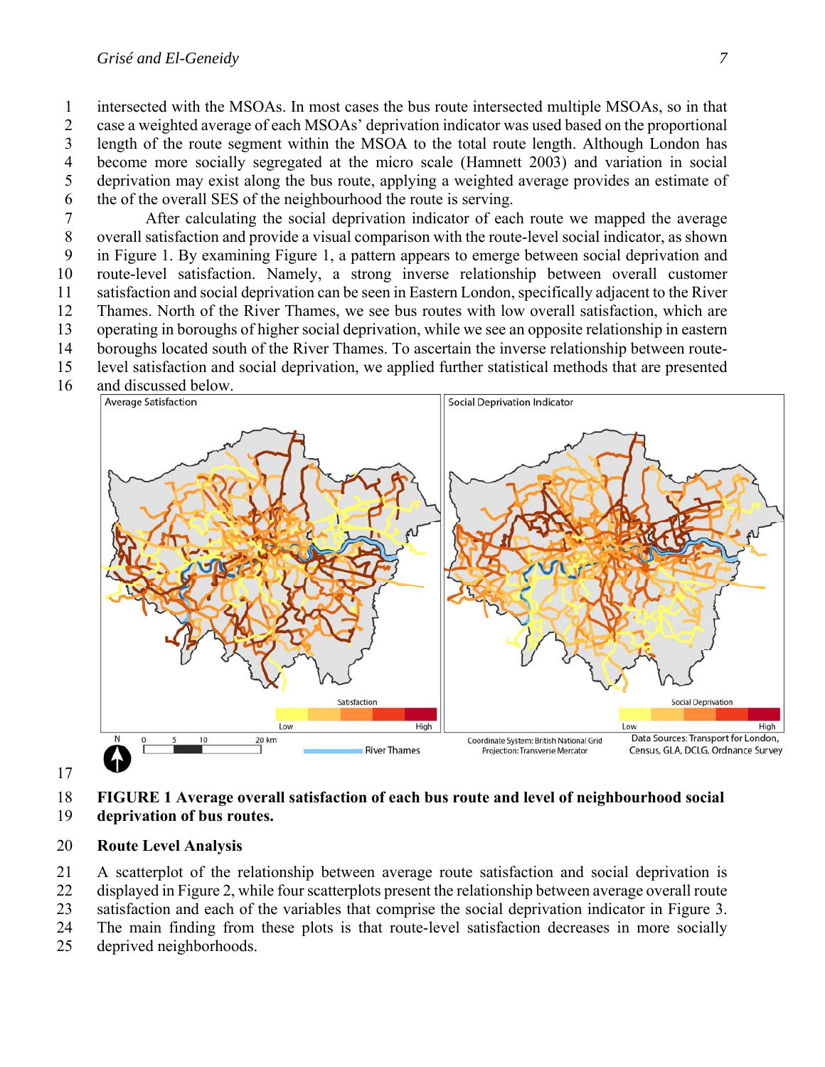intersected with the MSOAs. In most cases the bus route intersected multiple MSOAs, so in that case a weighted average of each MSOAs' deprivation indicator was used based on the proportional length of the route segment within the MSOA to the total route length. Although London has become more socially segregated at the micro scale (Hamnett 2003) and variation in social deprivation may exist along the bus route, applying a weighted average provides an estimate of the of the overall SES of the neighbourhood the route is serving.

After calculating the social deprivation indicator of each route we mapped the average overall satisfaction and provide a visual comparison with the route-level social indicator, as shown in Figure 1. By examining Figure 1, a pattern appears to emerge between social deprivation and route-level satisfaction. Namely, a strong inverse relationship between overall customer satisfaction and social deprivation can be seen in Eastern London, specifically adjacent to the River Thames. North of the River Thames, we see bus routes with low overall satisfaction, which are operating in boroughs of higher social deprivation, while we see an opposite relationship in eastern boroughs located south of the River Thames. To ascertain the inverse relationship between route-level satisfaction and social deprivation, we applied further statistical methods that are presented and discussed below.

**FIGURE 1 Average overall satisfaction of each bus route and level of neighbourhood social deprivation of bus routes.**

## Route Level Analysis

A scatterplot of the relationship between average route satisfaction and social deprivation is displayed in Figure 2, while four scatterplots present the relationship between average overall route satisfaction and each of the variables that comprise the social deprivation indicator in Figure 3. The main finding from these plots is that route-level satisfaction decreases in more socially deprived neighborhoods.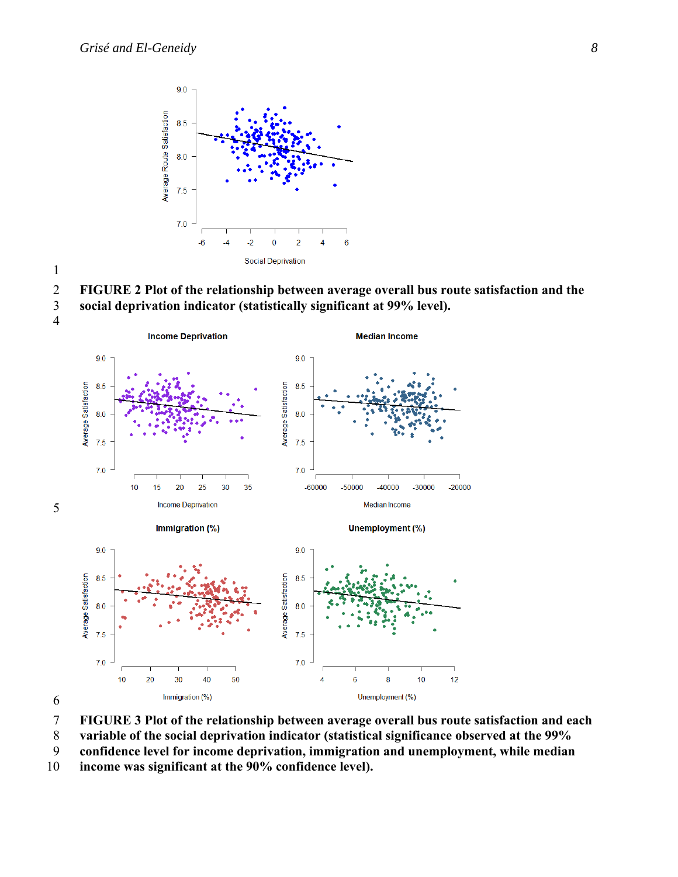**FIGURE 2 Plot of the relationship between average overall bus route satisfaction and the social deprivation indicator (statistically significant at 99% level).**

**FIGURE 3 Plot of the relationship between average overall bus route satisfaction and each variable of the social deprivation indicator (statistical significance observed at the 99% confidence level for income deprivation, immigration and unemployment, while median income was significant at the 90% confidence level).**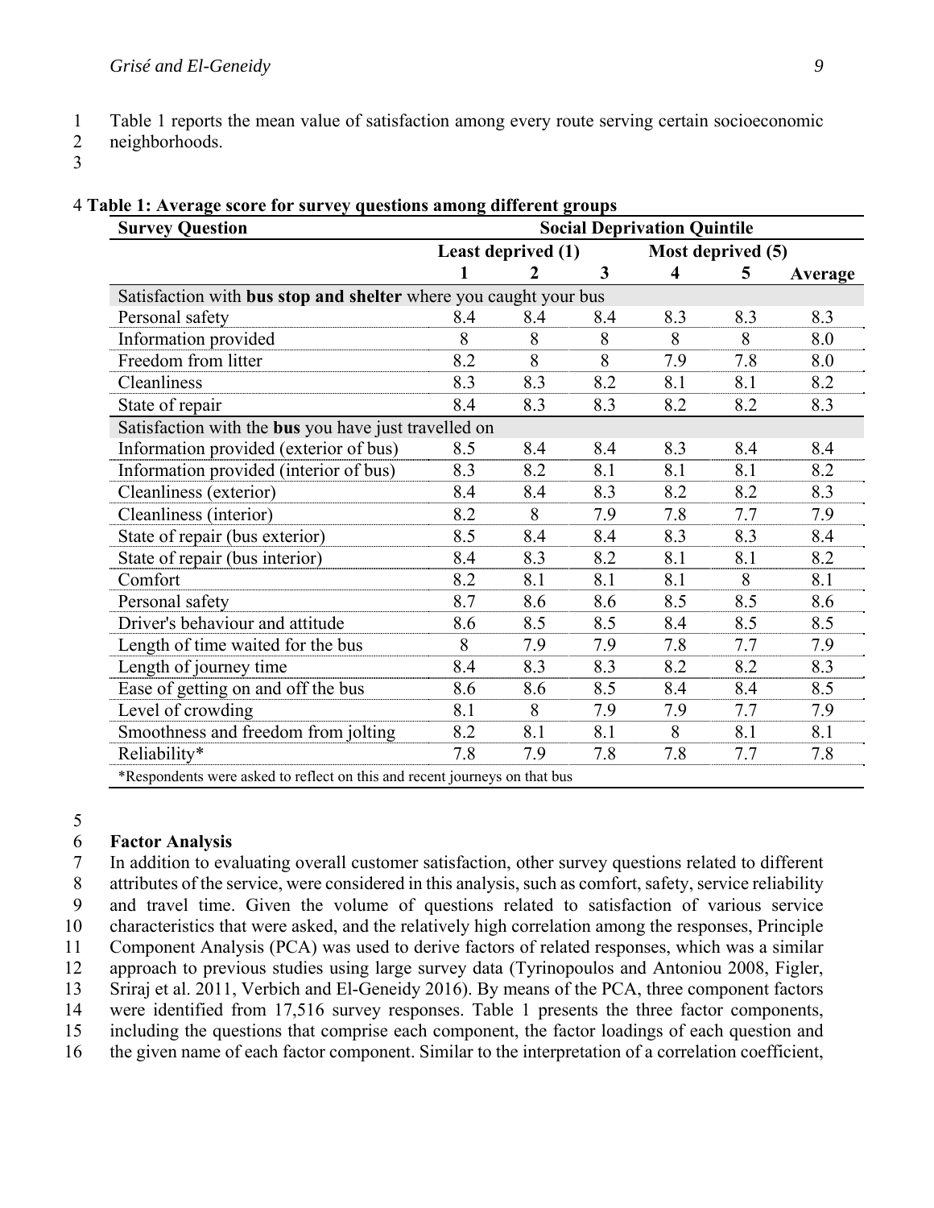Table 1 reports the mean value of satisfaction among every route serving certain socioeconomic neighborhoods.

**Table 1: Average score for survey questions among different groups**

| Survey Question | Social Deprivation Quintile | | | | | |
|---|---|---|---|---|---|---|
| | Least deprived (1) | | | Most deprived (5) | | |
| | 1 | 2 | 3 | 4 | 5 | Average |
| Satisfaction with **bus stop and shelter** where you caught your bus | | | | | | |
| Personal safety | 8.4 | 8.4 | 8.4 | 8.3 | 8.3 | 8.3 |
| Information provided | 8 | 8 | 8 | 8 | 8 | 8.0 |
| Freedom from litter | 8.2 | 8 | 8 | 7.9 | 7.8 | 8.0 |
| Cleanliness | 8.3 | 8.3 | 8.2 | 8.1 | 8.1 | 8.2 |
| State of repair | 8.4 | 8.3 | 8.3 | 8.2 | 8.2 | 8.3 |
| Satisfaction with the **bus** you have just travelled on | | | | | | |
| Information provided (exterior of bus) | 8.5 | 8.4 | 8.4 | 8.3 | 8.4 | 8.4 |
| Information provided (interior of bus) | 8.3 | 8.2 | 8.1 | 8.1 | 8.1 | 8.2 |
| Cleanliness (exterior) | 8.4 | 8.4 | 8.3 | 8.2 | 8.2 | 8.3 |
| Cleanliness (interior) | 8.2 | 8 | 7.9 | 7.8 | 7.7 | 7.9 |
| State of repair (bus exterior) | 8.5 | 8.4 | 8.4 | 8.3 | 8.3 | 8.4 |
| State of repair (bus interior) | 8.4 | 8.3 | 8.2 | 8.1 | 8.1 | 8.2 |
| Comfort | 8.2 | 8.1 | 8.1 | 8.1 | 8 | 8.1 |
| Personal safety | 8.7 | 8.6 | 8.6 | 8.5 | 8.5 | 8.6 |
| Driver's behaviour and attitude | 8.6 | 8.5 | 8.5 | 8.4 | 8.5 | 8.5 |
| Length of time waited for the bus | 8 | 7.9 | 7.9 | 7.8 | 7.7 | 7.9 |
| Length of journey time | 8.4 | 8.3 | 8.3 | 8.2 | 8.2 | 8.3 |
| Ease of getting on and off the bus | 8.6 | 8.6 | 8.5 | 8.4 | 8.4 | 8.5 |
| Level of crowding | 8.1 | 8 | 7.9 | 7.9 | 7.7 | 7.9 |
| Smoothness and freedom from jolting | 8.2 | 8.1 | 8.1 | 8 | 8.1 | 8.1 |
| Reliability* | 7.8 | 7.9 | 7.8 | 7.8 | 7.7 | 7.8 |

*Respondents were asked to reflect on this and recent journeys on that bus

**Factor Analysis**

In addition to evaluating overall customer satisfaction, other survey questions related to different attributes of the service, were considered in this analysis, such as comfort, safety, service reliability and travel time. Given the volume of questions related to satisfaction of various service characteristics that were asked, and the relatively high correlation among the responses, Principle Component Analysis (PCA) was used to derive factors of related responses, which was a similar approach to previous studies using large survey data (Tyrinopoulos and Antoniou 2008, Figler, Sriraj et al. 2011, Verbich and El-Geneidy 2016). By means of the PCA, three component factors were identified from 17,516 survey responses. Table 1 presents the three factor components, including the questions that comprise each component, the factor loadings of each question and the given name of each factor component. Similar to the interpretation of a correlation coefficient,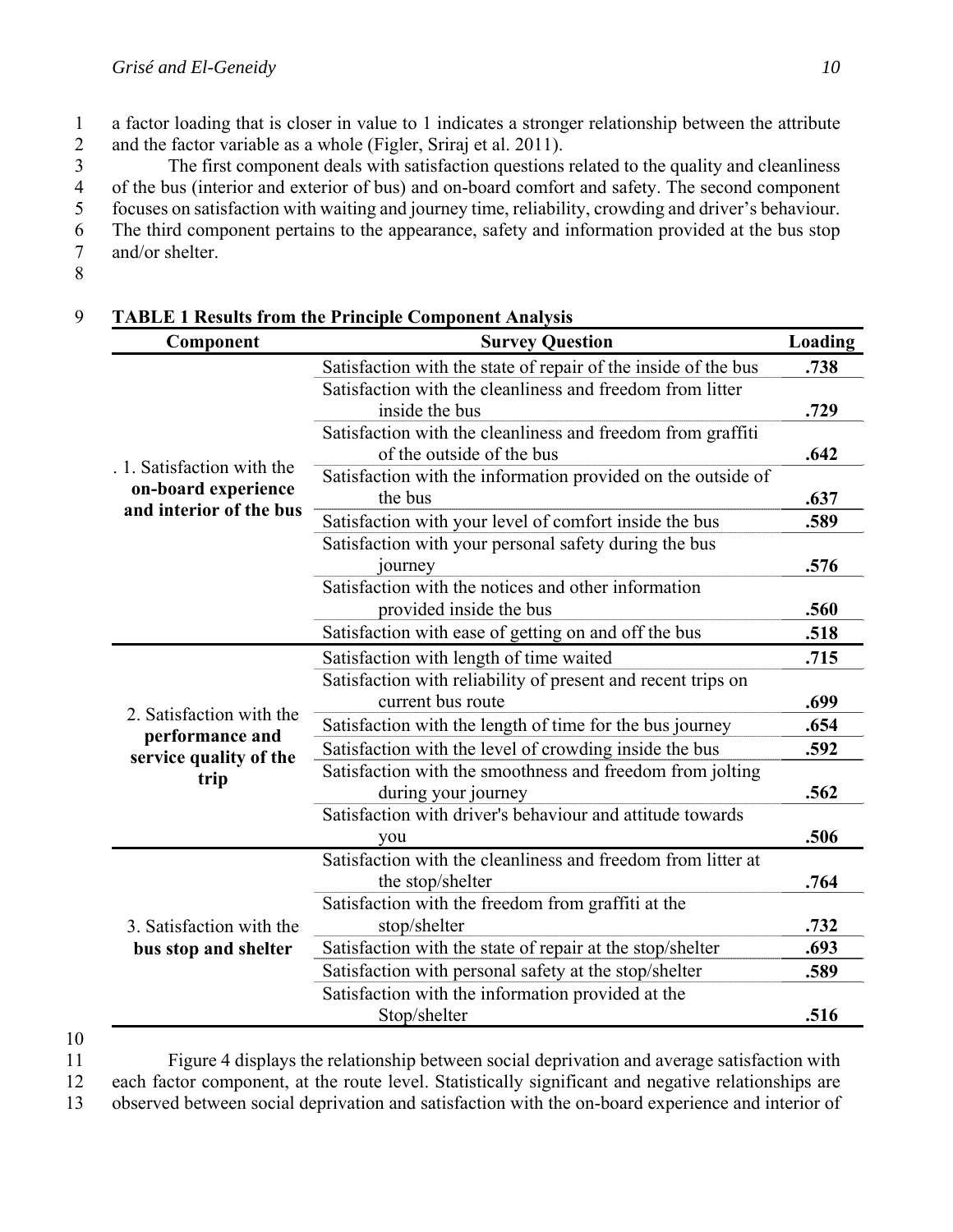a factor loading that is closer in value to 1 indicates a stronger relationship between the attribute and the factor variable as a whole (Figler, Sriraj et al. 2011).

The first component deals with satisfaction questions related to the quality and cleanliness of the bus (interior and exterior of bus) and on-board comfort and safety. The second component focuses on satisfaction with waiting and journey time, reliability, crowding and driver's behaviour. The third component pertains to the appearance, safety and information provided at the bus stop and/or shelter.

**TABLE 1 Results from the Principle Component Analysis**

| Component | Survey Question | Loading |
|---|---|---|
| . 1. Satisfaction with the **on-board experience and interior of the bus** | Satisfaction with the state of repair of the inside of the bus | **.738** |
| | Satisfaction with the cleanliness and freedom from litter inside the bus | **.729** |
| | Satisfaction with the cleanliness and freedom from graffiti of the outside of the bus | **.642** |
| | Satisfaction with the information provided on the outside of the bus | **.637** |
| | Satisfaction with your level of comfort inside the bus | **.589** |
| | Satisfaction with your personal safety during the bus journey | **.576** |
| | Satisfaction with the notices and other information provided inside the bus | **.560** |
| | Satisfaction with ease of getting on and off the bus | **.518** |
| 2. Satisfaction with the **performance and service quality of the trip** | Satisfaction with length of time waited | **.715** |
| | Satisfaction with reliability of present and recent trips on current bus route | **.699** |
| | Satisfaction with the length of time for the bus journey | **.654** |
| | Satisfaction with the level of crowding inside the bus | **.592** |
| | Satisfaction with the smoothness and freedom from jolting during your journey | **.562** |
| | Satisfaction with driver's behaviour and attitude towards you | **.506** |
| 3. Satisfaction with the **bus stop and shelter** | Satisfaction with the cleanliness and freedom from litter at the stop/shelter | **.764** |
| | Satisfaction with the freedom from graffiti at the stop/shelter | **.732** |
| | Satisfaction with the state of repair at the stop/shelter | **.693** |
| | Satisfaction with personal safety at the stop/shelter | **.589** |
| | Satisfaction with the information provided at the Stop/shelter | **.516** |

Figure 4 displays the relationship between social deprivation and average satisfaction with each factor component, at the route level. Statistically significant and negative relationships are observed between social deprivation and satisfaction with the on-board experience and interior of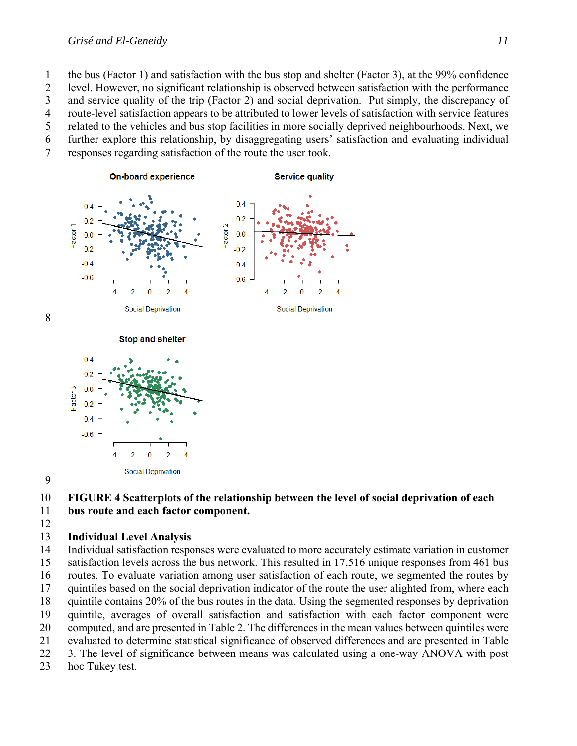the bus (Factor 1) and satisfaction with the bus stop and shelter (Factor 3), at the 99% confidence level. However, no significant relationship is observed between satisfaction with the performance and service quality of the trip (Factor 2) and social deprivation. Put simply, the discrepancy of route-level satisfaction appears to be attributed to lower levels of satisfaction with service features related to the vehicles and bus stop facilities in more socially deprived neighbourhoods. Next, we further explore this relationship, by disaggregating users' satisfaction and evaluating individual responses regarding satisfaction of the route the user took.

**FIGURE 4 Scatterplots of the relationship between the level of social deprivation of each bus route and each factor component.**

### Individual Level Analysis

Individual satisfaction responses were evaluated to more accurately estimate variation in customer satisfaction levels across the bus network. This resulted in 17,516 unique responses from 461 bus routes. To evaluate variation among user satisfaction of each route, we segmented the routes by quintiles based on the social deprivation indicator of the route the user alighted from, where each quintile contains 20% of the bus routes in the data. Using the segmented responses by deprivation quintile, averages of overall satisfaction and satisfaction with each factor component were computed, and are presented in Table 2. The differences in the mean values between quintiles were evaluated to determine statistical significance of observed differences and are presented in Table 3. The level of significance between means was calculated using a one-way ANOVA with post hoc Tukey test.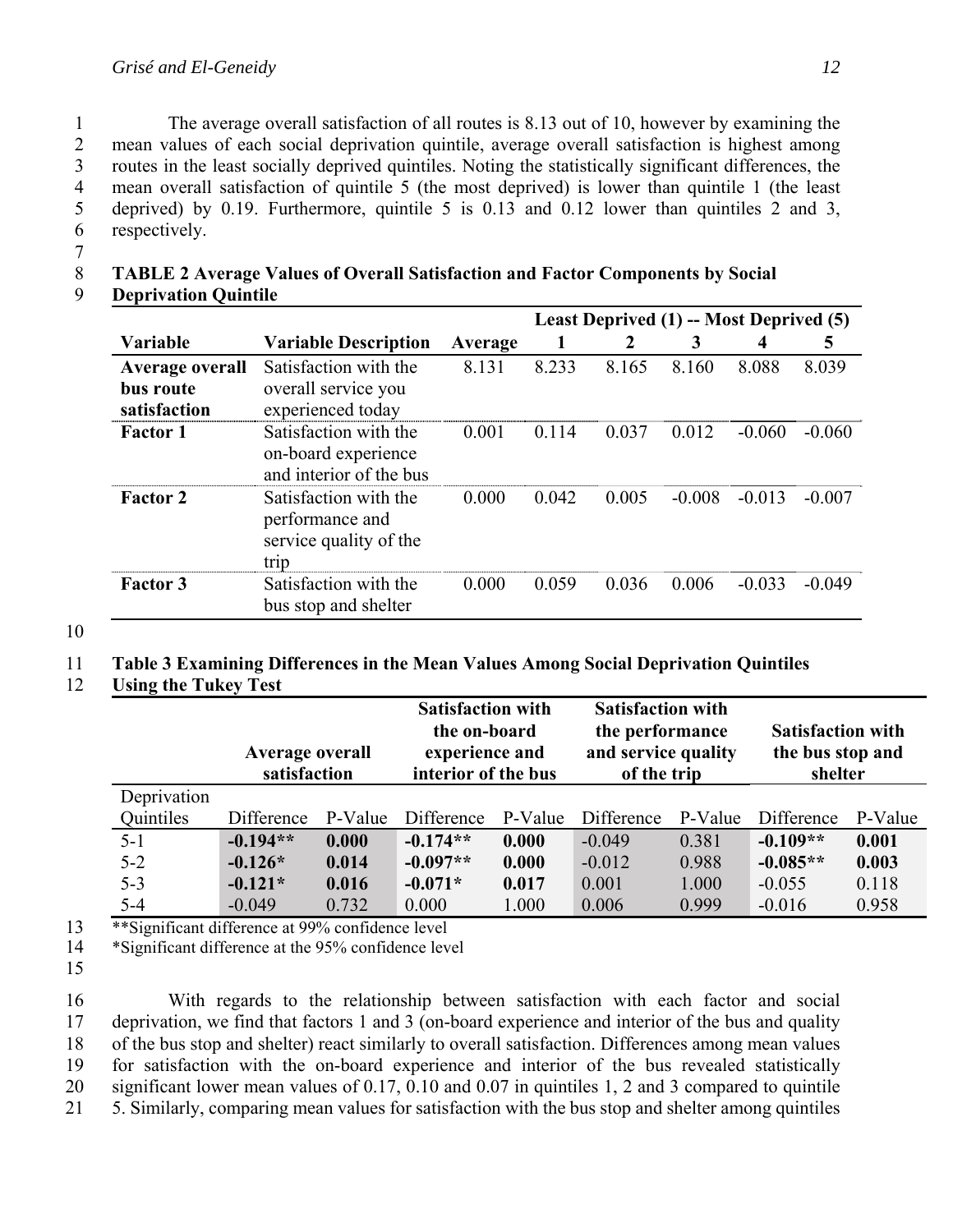The average overall satisfaction of all routes is 8.13 out of 10, however by examining the mean values of each social deprivation quintile, average overall satisfaction is highest among routes in the least socially deprived quintiles. Noting the statistically significant differences, the mean overall satisfaction of quintile 5 (the most deprived) is lower than quintile 1 (the least deprived) by 0.19. Furthermore, quintile 5 is 0.13 and 0.12 lower than quintiles 2 and 3, respectively.

**TABLE 2 Average Values of Overall Satisfaction and Factor Components by Social Deprivation Quintile**

| | | | Least Deprived (1) -- Most Deprived (5) | | | | |
|---|---|---|---|---|---|---|---|
| **Variable** | **Variable Description** | **Average** | **1** | **2** | **3** | **4** | **5** |
| **Average overall bus route satisfaction** | Satisfaction with the overall service you experienced today | 8.131 | 8.233 | 8.165 | 8.160 | 8.088 | 8.039 |
| **Factor 1** | Satisfaction with the on-board experience and interior of the bus | 0.001 | 0.114 | 0.037 | 0.012 | -0.060 | -0.060 |
| **Factor 2** | Satisfaction with the performance and service quality of the trip | 0.000 | 0.042 | 0.005 | -0.008 | -0.013 | -0.007 |
| **Factor 3** | Satisfaction with the bus stop and shelter | 0.000 | 0.059 | 0.036 | 0.006 | -0.033 | -0.049 |

**Table 3 Examining Differences in the Mean Values Among Social Deprivation Quintiles Using the Tukey Test**

| | **Average overall satisfaction** | | **Satisfaction with the on-board experience and interior of the bus** | | **Satisfaction with the performance and service quality of the trip** | | **Satisfaction with the bus stop and shelter** | |
|---|---|---|---|---|---|---|---|---|
| Deprivation Quintiles | Difference | P-Value | Difference | P-Value | Difference | P-Value | Difference | P-Value |
| 5-1 | **-0.194\*\*** | **0.000** | **-0.174\*\*** | **0.000** | -0.049 | 0.381 | **-0.109\*\*** | **0.001** |
| 5-2 | **-0.126\*** | **0.014** | **-0.097\*\*** | **0.000** | -0.012 | 0.988 | **-0.085\*\*** | **0.003** |
| 5-3 | **-0.121\*** | **0.016** | **-0.071\*** | **0.017** | 0.001 | 1.000 | -0.055 | 0.118 |
| 5-4 | -0.049 | 0.732 | 0.000 | 1.000 | 0.006 | 0.999 | -0.016 | 0.958 |

**Significant difference at 99% confidence level

*Significant difference at the 95% confidence level

With regards to the relationship between satisfaction with each factor and social deprivation, we find that factors 1 and 3 (on-board experience and interior of the bus and quality of the bus stop and shelter) react similarly to overall satisfaction. Differences among mean values for satisfaction with the on-board experience and interior of the bus revealed statistically significant lower mean values of 0.17, 0.10 and 0.07 in quintiles 1, 2 and 3 compared to quintile 5. Similarly, comparing mean values for satisfaction with the bus stop and shelter among quintiles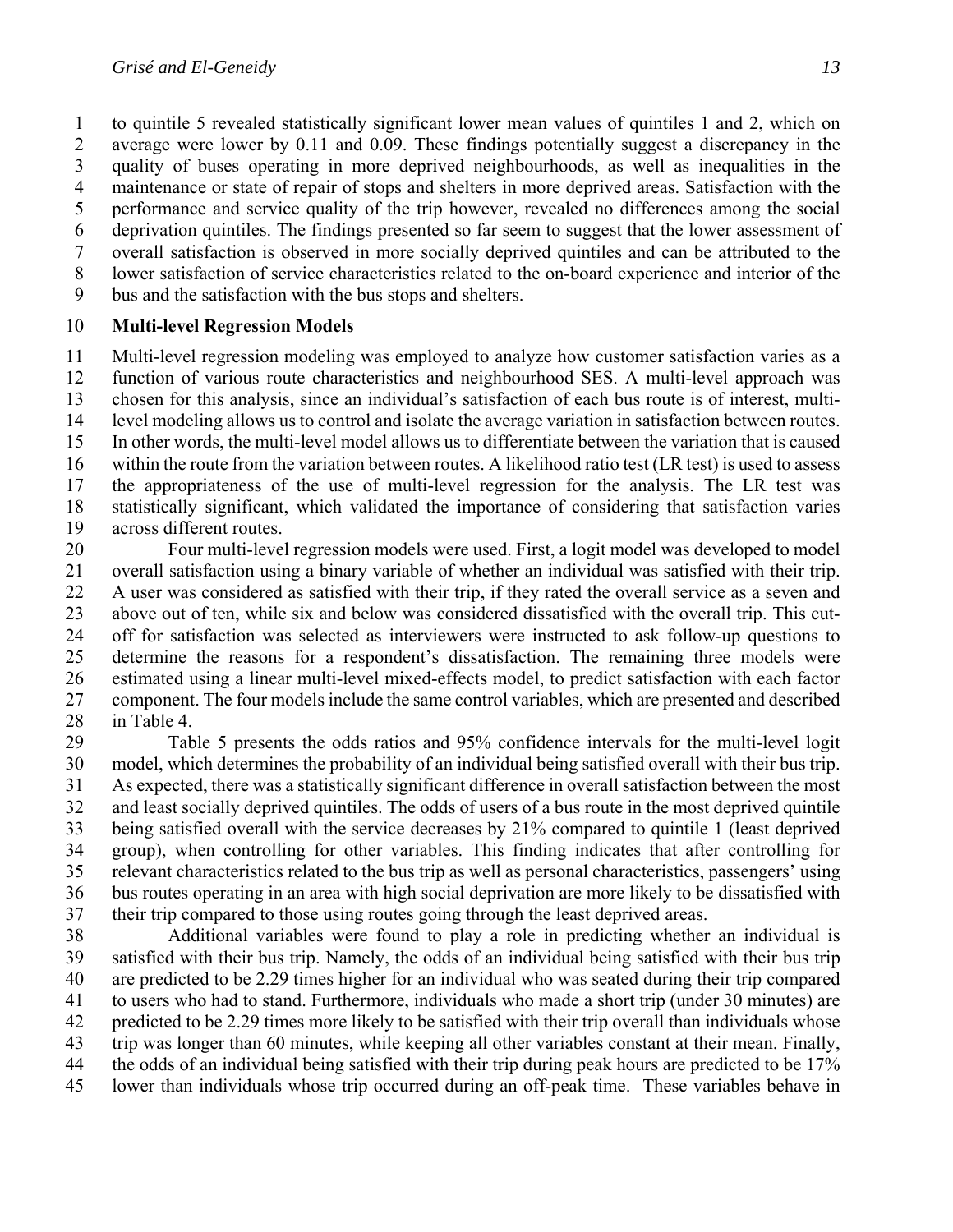to quintile 5 revealed statistically significant lower mean values of quintiles 1 and 2, which on average were lower by 0.11 and 0.09. These findings potentially suggest a discrepancy in the quality of buses operating in more deprived neighbourhoods, as well as inequalities in the maintenance or state of repair of stops and shelters in more deprived areas. Satisfaction with the performance and service quality of the trip however, revealed no differences among the social deprivation quintiles. The findings presented so far seem to suggest that the lower assessment of overall satisfaction is observed in more socially deprived quintiles and can be attributed to the lower satisfaction of service characteristics related to the on-board experience and interior of the bus and the satisfaction with the bus stops and shelters.

**Multi-level Regression Models**

Multi-level regression modeling was employed to analyze how customer satisfaction varies as a function of various route characteristics and neighbourhood SES. A multi-level approach was chosen for this analysis, since an individual's satisfaction of each bus route is of interest, multi-level modeling allows us to control and isolate the average variation in satisfaction between routes. In other words, the multi-level model allows us to differentiate between the variation that is caused within the route from the variation between routes. A likelihood ratio test (LR test) is used to assess the appropriateness of the use of multi-level regression for the analysis. The LR test was statistically significant, which validated the importance of considering that satisfaction varies across different routes.

Four multi-level regression models were used. First, a logit model was developed to model overall satisfaction using a binary variable of whether an individual was satisfied with their trip. A user was considered as satisfied with their trip, if they rated the overall service as a seven and above out of ten, while six and below was considered dissatisfied with the overall trip. This cut-off for satisfaction was selected as interviewers were instructed to ask follow-up questions to determine the reasons for a respondent's dissatisfaction. The remaining three models were estimated using a linear multi-level mixed-effects model, to predict satisfaction with each factor component. The four models include the same control variables, which are presented and described in Table 4.

Table 5 presents the odds ratios and 95% confidence intervals for the multi-level logit model, which determines the probability of an individual being satisfied overall with their bus trip. As expected, there was a statistically significant difference in overall satisfaction between the most and least socially deprived quintiles. The odds of users of a bus route in the most deprived quintile being satisfied overall with the service decreases by 21% compared to quintile 1 (least deprived group), when controlling for other variables. This finding indicates that after controlling for relevant characteristics related to the bus trip as well as personal characteristics, passengers' using bus routes operating in an area with high social deprivation are more likely to be dissatisfied with their trip compared to those using routes going through the least deprived areas.

Additional variables were found to play a role in predicting whether an individual is satisfied with their bus trip. Namely, the odds of an individual being satisfied with their bus trip are predicted to be 2.29 times higher for an individual who was seated during their trip compared to users who had to stand. Furthermore, individuals who made a short trip (under 30 minutes) are predicted to be 2.29 times more likely to be satisfied with their trip overall than individuals whose trip was longer than 60 minutes, while keeping all other variables constant at their mean. Finally, the odds of an individual being satisfied with their trip during peak hours are predicted to be 17% lower than individuals whose trip occurred during an off-peak time. These variables behave in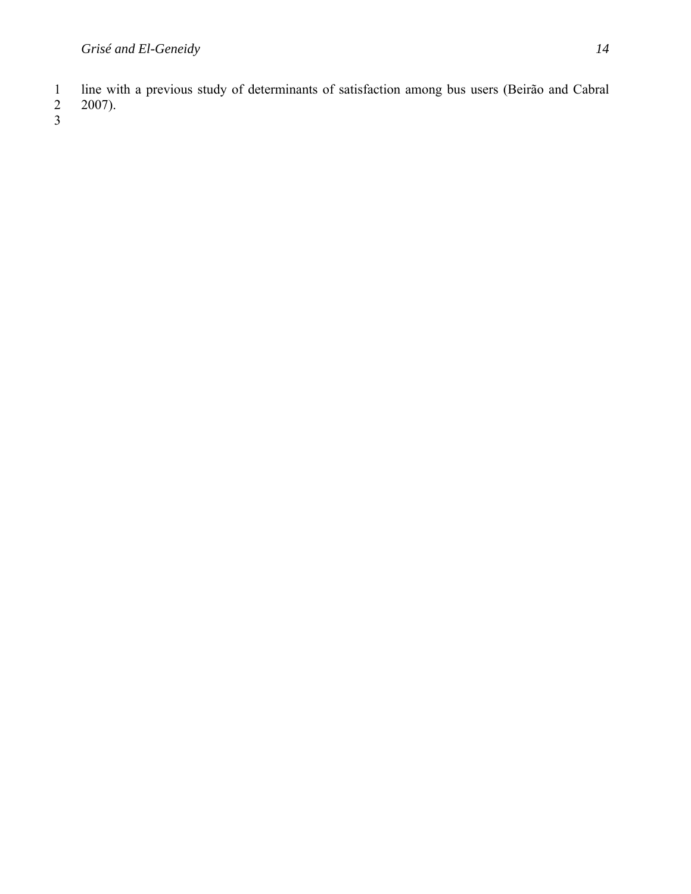line with a previous study of determinants of satisfaction among bus users (Beirão and Cabral 2007).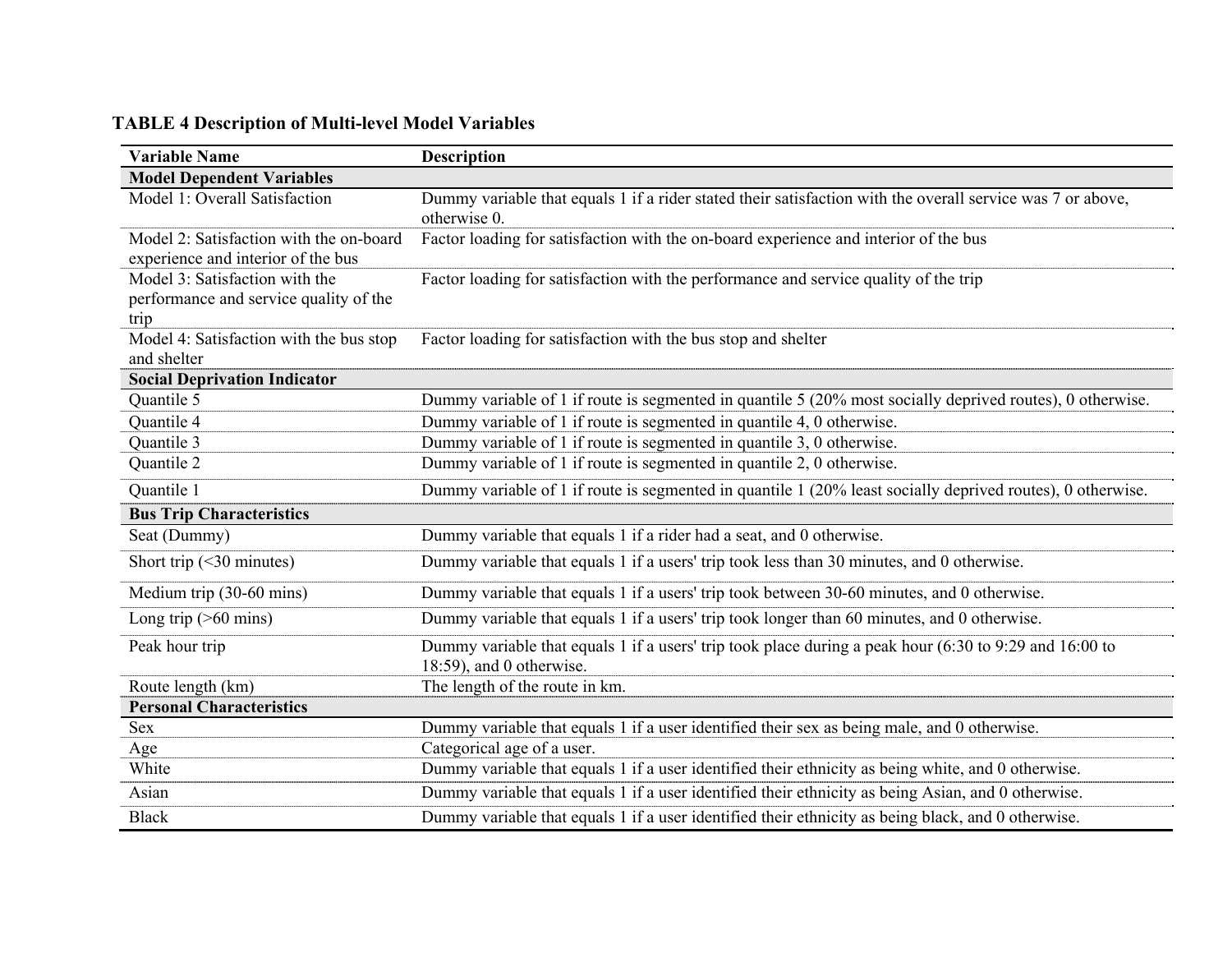**TABLE 4 Description of Multi-level Model Variables**

| Variable Name | Description |
|---|---|
| **Model Dependent Variables** | |
| Model 1: Overall Satisfaction | Dummy variable that equals 1 if a rider stated their satisfaction with the overall service was 7 or above, otherwise 0. |
| Model 2: Satisfaction with the on-board experience and interior of the bus | Factor loading for satisfaction with the on-board experience and interior of the bus |
| Model 3: Satisfaction with the performance and service quality of the trip | Factor loading for satisfaction with the performance and service quality of the trip |
| Model 4: Satisfaction with the bus stop and shelter | Factor loading for satisfaction with the bus stop and shelter |
| **Social Deprivation Indicator** | |
| Quantile 5 | Dummy variable of 1 if route is segmented in quantile 5 (20% most socially deprived routes), 0 otherwise. |
| Quantile 4 | Dummy variable of 1 if route is segmented in quantile 4, 0 otherwise. |
| Quantile 3 | Dummy variable of 1 if route is segmented in quantile 3, 0 otherwise. |
| Quantile 2 | Dummy variable of 1 if route is segmented in quantile 2, 0 otherwise. |
| Quantile 1 | Dummy variable of 1 if route is segmented in quantile 1 (20% least socially deprived routes), 0 otherwise. |
| **Bus Trip Characteristics** | |
| Seat (Dummy) | Dummy variable that equals 1 if a rider had a seat, and 0 otherwise. |
| Short trip (<30 minutes) | Dummy variable that equals 1 if a users' trip took less than 30 minutes, and 0 otherwise. |
| Medium trip (30-60 mins) | Dummy variable that equals 1 if a users' trip took between 30-60 minutes, and 0 otherwise. |
| Long trip (>60 mins) | Dummy variable that equals 1 if a users' trip took longer than 60 minutes, and 0 otherwise. |
| Peak hour trip | Dummy variable that equals 1 if a users' trip took place during a peak hour (6:30 to 9:29 and 16:00 to 18:59), and 0 otherwise. |
| Route length (km) | The length of the route in km. |
| **Personal Characteristics** | |
| Sex | Dummy variable that equals 1 if a user identified their sex as being male, and 0 otherwise. |
| Age | Categorical age of a user. |
| White | Dummy variable that equals 1 if a user identified their ethnicity as being white, and 0 otherwise. |
| Asian | Dummy variable that equals 1 if a user identified their ethnicity as being Asian, and 0 otherwise. |
| Black | Dummy variable that equals 1 if a user identified their ethnicity as being black, and 0 otherwise. |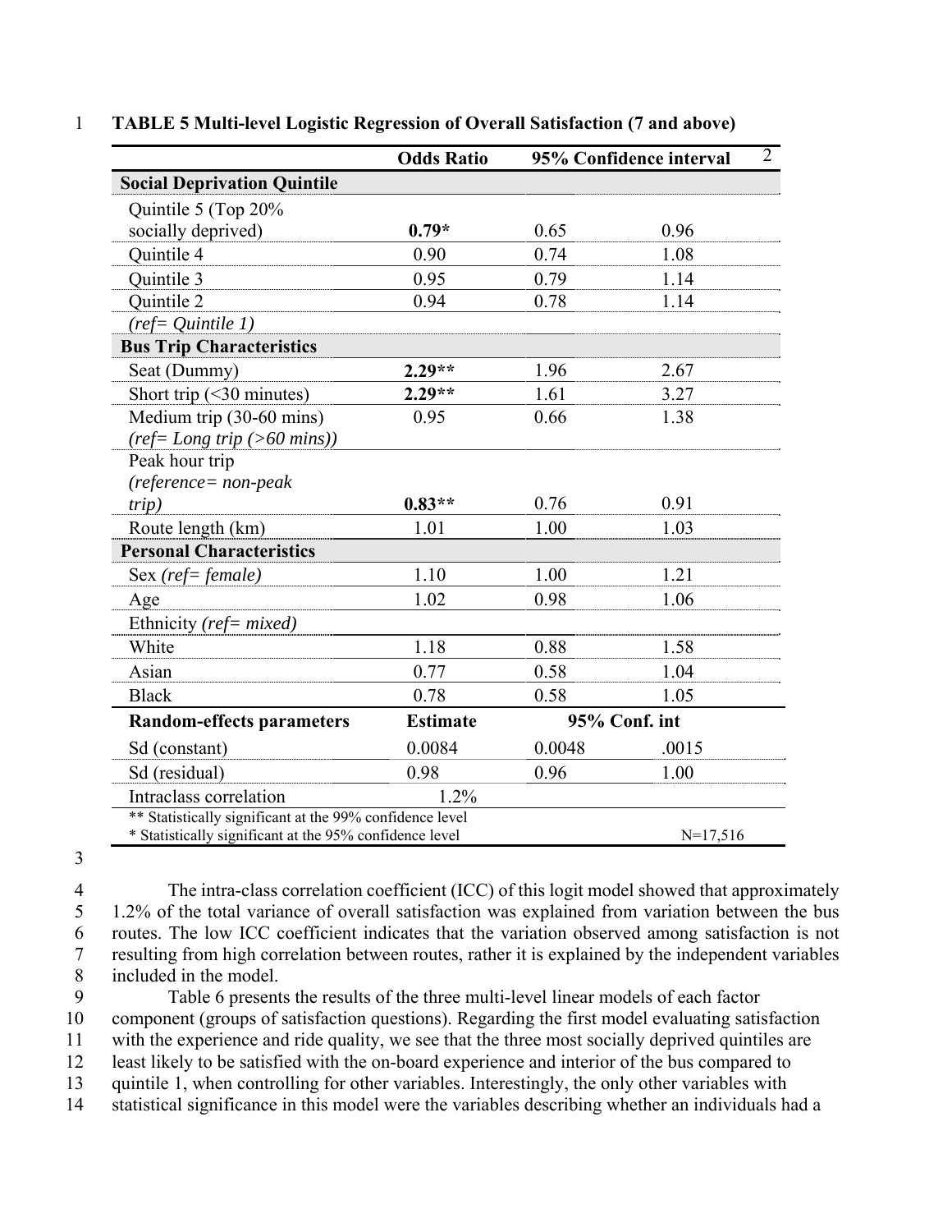**TABLE 5 Multi-level Logistic Regression of Overall Satisfaction (7 and above)**

| | Odds Ratio | 95% Confidence interval | |
|---|---|---|---|
| **Social Deprivation Quintile** | | | |
| Quintile 5 (Top 20% socially deprived) | **0.79*** | 0.65 | 0.96 |
| Quintile 4 | 0.90 | 0.74 | 1.08 |
| Quintile 3 | 0.95 | 0.79 | 1.14 |
| Quintile 2 | 0.94 | 0.78 | 1.14 |
| *(ref= Quintile 1)* | | | |
| **Bus Trip Characteristics** | | | |
| Seat (Dummy) | **2.29**** | 1.96 | 2.67 |
| Short trip (<30 minutes) | **2.29**** | 1.61 | 3.27 |
| Medium trip (30-60 mins) *(ref= Long trip (>60 mins))* | 0.95 | 0.66 | 1.38 |
| Peak hour trip *(reference= non-peak trip)* | **0.83**** | 0.76 | 0.91 |
| Route length (km) | 1.01 | 1.00 | 1.03 |
| **Personal Characteristics** | | | |
| Sex *(ref= female)* | 1.10 | 1.00 | 1.21 |
| Age | 1.02 | 0.98 | 1.06 |
| Ethnicity *(ref= mixed)* | | | |
| White | 1.18 | 0.88 | 1.58 |
| Asian | 0.77 | 0.58 | 1.04 |
| Black | 0.78 | 0.58 | 1.05 |
| **Random-effects parameters** | **Estimate** | **95% Conf. int** | |
| Sd (constant) | 0.0084 | 0.0048 | .0015 |
| Sd (residual) | 0.98 | 0.96 | 1.00 |
| Intraclass correlation | 1.2% | | |

** Statistically significant at the 99% confidence level
* Statistically significant at the 95% confidence level
N=17,516

The intra-class correlation coefficient (ICC) of this logit model showed that approximately 1.2% of the total variance of overall satisfaction was explained from variation between the bus routes. The low ICC coefficient indicates that the variation observed among satisfaction is not resulting from high correlation between routes, rather it is explained by the independent variables included in the model.

Table 6 presents the results of the three multi-level linear models of each factor component (groups of satisfaction questions). Regarding the first model evaluating satisfaction with the experience and ride quality, we see that the three most socially deprived quintiles are least likely to be satisfied with the on-board experience and interior of the bus compared to quintile 1, when controlling for other variables. Interestingly, the only other variables with statistical significance in this model were the variables describing whether an individuals had a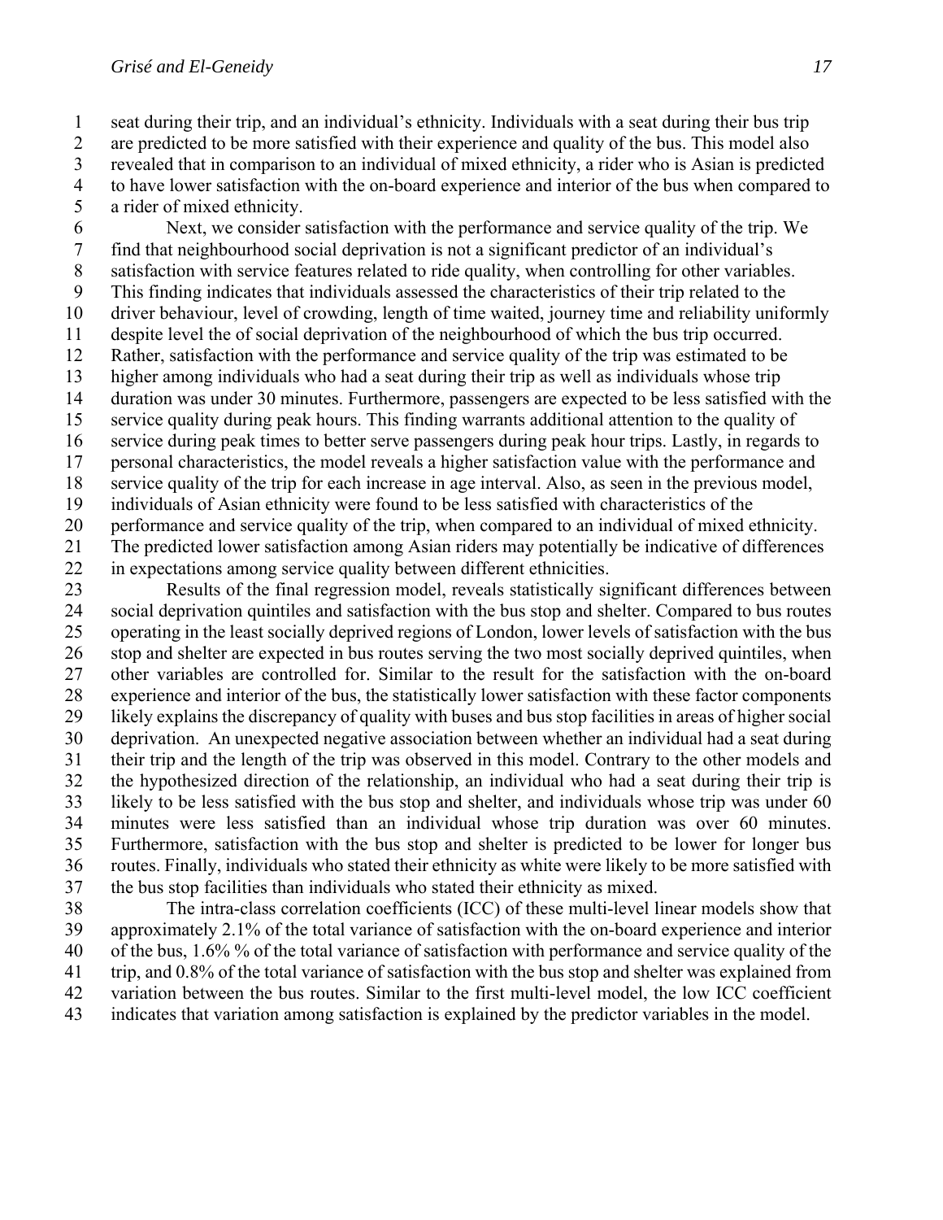seat during their trip, and an individual's ethnicity. Individuals with a seat during their bus trip are predicted to be more satisfied with their experience and quality of the bus. This model also revealed that in comparison to an individual of mixed ethnicity, a rider who is Asian is predicted to have lower satisfaction with the on-board experience and interior of the bus when compared to a rider of mixed ethnicity.

Next, we consider satisfaction with the performance and service quality of the trip. We find that neighbourhood social deprivation is not a significant predictor of an individual's satisfaction with service features related to ride quality, when controlling for other variables. This finding indicates that individuals assessed the characteristics of their trip related to the driver behaviour, level of crowding, length of time waited, journey time and reliability uniformly despite level the of social deprivation of the neighbourhood of which the bus trip occurred. Rather, satisfaction with the performance and service quality of the trip was estimated to be higher among individuals who had a seat during their trip as well as individuals whose trip duration was under 30 minutes. Furthermore, passengers are expected to be less satisfied with the service quality during peak hours. This finding warrants additional attention to the quality of service during peak times to better serve passengers during peak hour trips. Lastly, in regards to personal characteristics, the model reveals a higher satisfaction value with the performance and service quality of the trip for each increase in age interval. Also, as seen in the previous model, individuals of Asian ethnicity were found to be less satisfied with characteristics of the performance and service quality of the trip, when compared to an individual of mixed ethnicity. The predicted lower satisfaction among Asian riders may potentially be indicative of differences in expectations among service quality between different ethnicities.

Results of the final regression model, reveals statistically significant differences between social deprivation quintiles and satisfaction with the bus stop and shelter. Compared to bus routes operating in the least socially deprived regions of London, lower levels of satisfaction with the bus stop and shelter are expected in bus routes serving the two most socially deprived quintiles, when other variables are controlled for. Similar to the result for the satisfaction with the on-board experience and interior of the bus, the statistically lower satisfaction with these factor components likely explains the discrepancy of quality with buses and bus stop facilities in areas of higher social deprivation. An unexpected negative association between whether an individual had a seat during their trip and the length of the trip was observed in this model. Contrary to the other models and the hypothesized direction of the relationship, an individual who had a seat during their trip is likely to be less satisfied with the bus stop and shelter, and individuals whose trip was under 60 minutes were less satisfied than an individual whose trip duration was over 60 minutes. Furthermore, satisfaction with the bus stop and shelter is predicted to be lower for longer bus routes. Finally, individuals who stated their ethnicity as white were likely to be more satisfied with the bus stop facilities than individuals who stated their ethnicity as mixed.

The intra-class correlation coefficients (ICC) of these multi-level linear models show that approximately 2.1% of the total variance of satisfaction with the on-board experience and interior of the bus, 1.6% % of the total variance of satisfaction with performance and service quality of the trip, and 0.8% of the total variance of satisfaction with the bus stop and shelter was explained from variation between the bus routes. Similar to the first multi-level model, the low ICC coefficient indicates that variation among satisfaction is explained by the predictor variables in the model.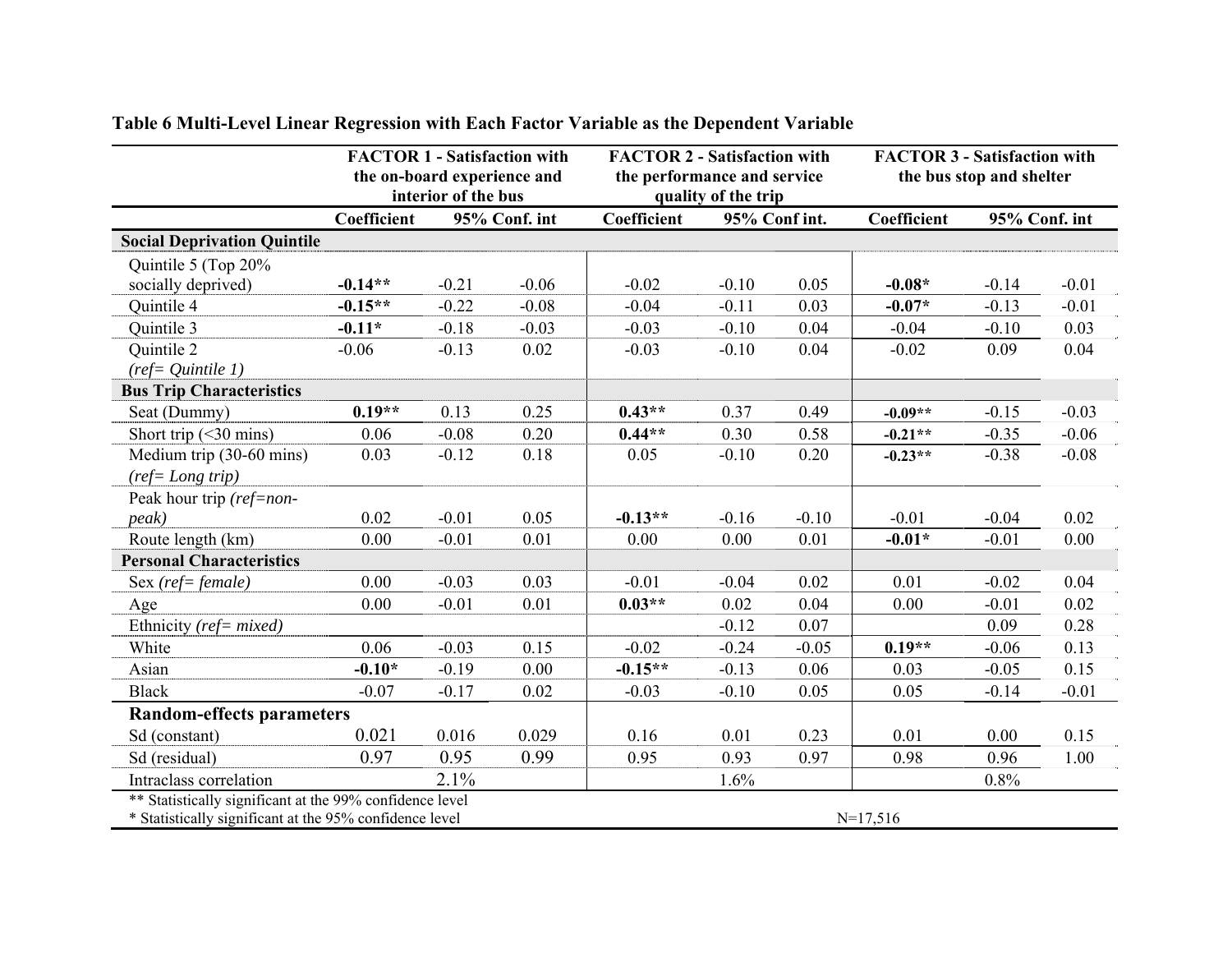**Table 6 Multi-Level Linear Regression with Each Factor Variable as the Dependent Variable**

| | FACTOR 1 - Satisfaction with the on-board experience and interior of the bus | | | FACTOR 2 - Satisfaction with the performance and service quality of the trip | | | FACTOR 3 - Satisfaction with the bus stop and shelter | | |
|---|---|---|---|---|---|---|---|---|---|
| | Coefficient | 95% Conf. int | | Coefficient | 95% Conf int. | | Coefficient | 95% Conf. int | |
| **Social Deprivation Quintile** | | | | | | | | | |
| Quintile 5 (Top 20% socially deprived) | **-0.14**** | -0.21 | -0.06 | -0.02 | -0.10 | 0.05 | **-0.08*** | -0.14 | -0.01 |
| Quintile 4 | **-0.15**** | -0.22 | -0.08 | -0.04 | -0.11 | 0.03 | **-0.07*** | -0.13 | -0.01 |
| Quintile 3 | **-0.11*** | -0.18 | -0.03 | -0.03 | -0.10 | 0.04 | -0.04 | -0.10 | 0.03 |
| Quintile 2 *(ref= Quintile 1)* | -0.06 | -0.13 | 0.02 | -0.03 | -0.10 | 0.04 | -0.02 | 0.09 | 0.04 |
| **Bus Trip Characteristics** | | | | | | | | | |
| Seat (Dummy) | **0.19**** | 0.13 | 0.25 | **0.43**** | 0.37 | 0.49 | **-0.09**** | -0.15 | -0.03 |
| Short trip (<30 mins) | 0.06 | -0.08 | 0.20 | **0.44**** | 0.30 | 0.58 | **-0.21**** | -0.35 | -0.06 |
| Medium trip (30-60 mins) *(ref= Long trip)* | 0.03 | -0.12 | 0.18 | 0.05 | -0.10 | 0.20 | **-0.23**** | -0.38 | -0.08 |
| Peak hour trip *(ref=non-peak)* | 0.02 | -0.01 | 0.05 | **-0.13**** | -0.16 | -0.10 | -0.01 | -0.04 | 0.02 |
| Route length (km) | 0.00 | -0.01 | 0.01 | 0.00 | 0.00 | 0.01 | **-0.01*** | -0.01 | 0.00 |
| **Personal Characteristics** | | | | | | | | | |
| Sex *(ref= female)* | 0.00 | -0.03 | 0.03 | -0.01 | -0.04 | 0.02 | 0.01 | -0.02 | 0.04 |
| Age | 0.00 | -0.01 | 0.01 | **0.03**** | 0.02 | 0.04 | 0.00 | -0.01 | 0.02 |
| Ethnicity *(ref= mixed)* | | | | | -0.12 | 0.07 | | 0.09 | 0.28 |
| White | 0.06 | -0.03 | 0.15 | -0.02 | -0.24 | -0.05 | **0.19**** | -0.06 | 0.13 |
| Asian | **-0.10*** | -0.19 | 0.00 | **-0.15**** | -0.13 | 0.06 | 0.03 | -0.05 | 0.15 |
| Black | -0.07 | -0.17 | 0.02 | -0.03 | -0.10 | 0.05 | 0.05 | -0.14 | -0.01 |
| **Random-effects parameters** | | | | | | | | | |
| Sd (constant) | 0.021 | 0.016 | 0.029 | 0.16 | 0.01 | 0.23 | 0.01 | 0.00 | 0.15 |
| Sd (residual) | 0.97 | 0.95 | 0.99 | 0.95 | 0.93 | 0.97 | 0.98 | 0.96 | 1.00 |
| Intraclass correlation | | 2.1% | | | 1.6% | | | 0.8% | |

** Statistically significant at the 99% confidence level
* Statistically significant at the 95% confidence level

N=17,516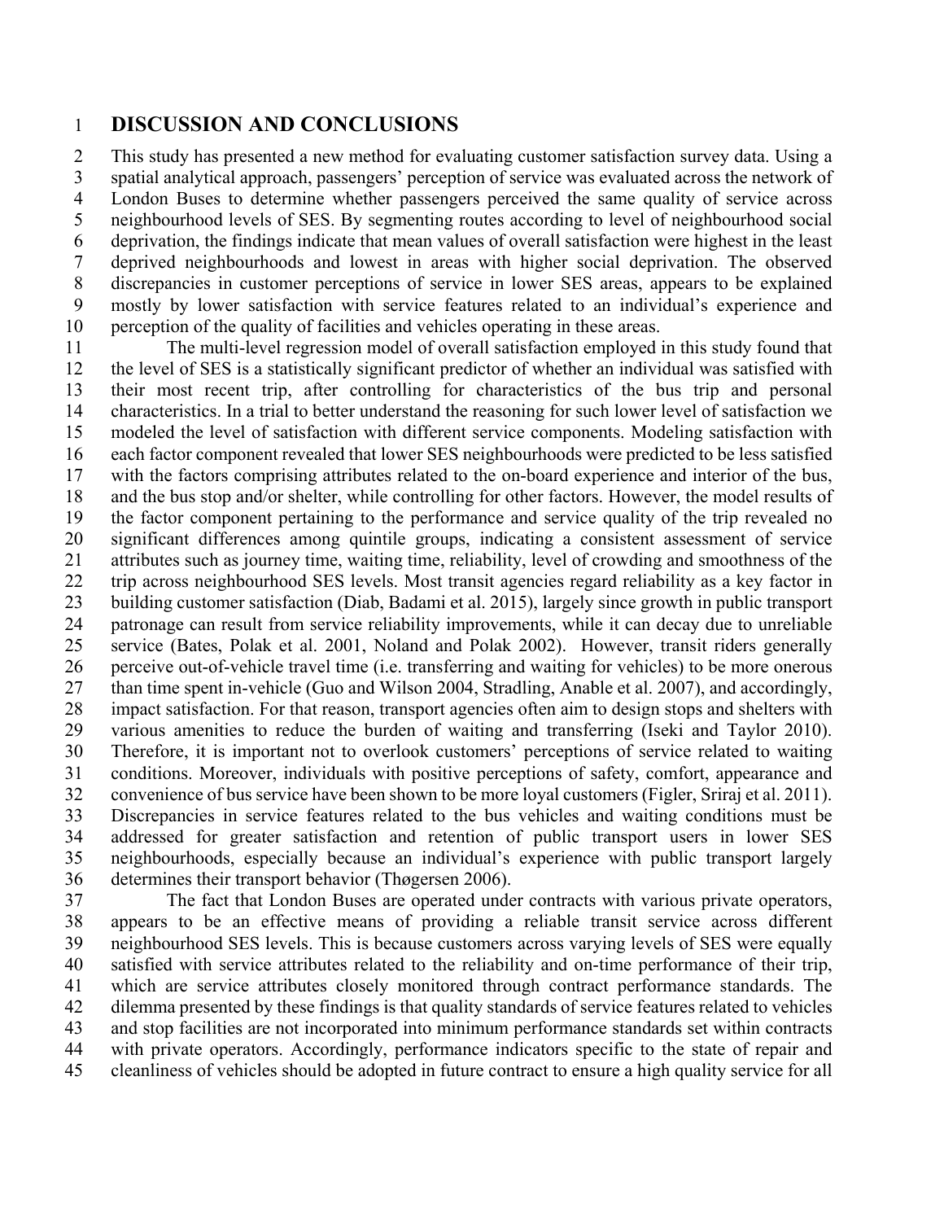# DISCUSSION AND CONCLUSIONS

This study has presented a new method for evaluating customer satisfaction survey data. Using a spatial analytical approach, passengers' perception of service was evaluated across the network of London Buses to determine whether passengers perceived the same quality of service across neighbourhood levels of SES. By segmenting routes according to level of neighbourhood social deprivation, the findings indicate that mean values of overall satisfaction were highest in the least deprived neighbourhoods and lowest in areas with higher social deprivation. The observed discrepancies in customer perceptions of service in lower SES areas, appears to be explained mostly by lower satisfaction with service features related to an individual's experience and perception of the quality of facilities and vehicles operating in these areas.

The multi-level regression model of overall satisfaction employed in this study found that the level of SES is a statistically significant predictor of whether an individual was satisfied with their most recent trip, after controlling for characteristics of the bus trip and personal characteristics. In a trial to better understand the reasoning for such lower level of satisfaction we modeled the level of satisfaction with different service components. Modeling satisfaction with each factor component revealed that lower SES neighbourhoods were predicted to be less satisfied with the factors comprising attributes related to the on-board experience and interior of the bus, and the bus stop and/or shelter, while controlling for other factors. However, the model results of the factor component pertaining to the performance and service quality of the trip revealed no significant differences among quintile groups, indicating a consistent assessment of service attributes such as journey time, waiting time, reliability, level of crowding and smoothness of the trip across neighbourhood SES levels. Most transit agencies regard reliability as a key factor in building customer satisfaction (Diab, Badami et al. 2015), largely since growth in public transport patronage can result from service reliability improvements, while it can decay due to unreliable service (Bates, Polak et al. 2001, Noland and Polak 2002). However, transit riders generally perceive out-of-vehicle travel time (i.e. transferring and waiting for vehicles) to be more onerous than time spent in-vehicle (Guo and Wilson 2004, Stradling, Anable et al. 2007), and accordingly, impact satisfaction. For that reason, transport agencies often aim to design stops and shelters with various amenities to reduce the burden of waiting and transferring (Iseki and Taylor 2010). Therefore, it is important not to overlook customers' perceptions of service related to waiting conditions. Moreover, individuals with positive perceptions of safety, comfort, appearance and convenience of bus service have been shown to be more loyal customers (Figler, Sriraj et al. 2011). Discrepancies in service features related to the bus vehicles and waiting conditions must be addressed for greater satisfaction and retention of public transport users in lower SES neighbourhoods, especially because an individual's experience with public transport largely determines their transport behavior (Thøgersen 2006).

The fact that London Buses are operated under contracts with various private operators, appears to be an effective means of providing a reliable transit service across different neighbourhood SES levels. This is because customers across varying levels of SES were equally satisfied with service attributes related to the reliability and on-time performance of their trip, which are service attributes closely monitored through contract performance standards. The dilemma presented by these findings is that quality standards of service features related to vehicles and stop facilities are not incorporated into minimum performance standards set within contracts with private operators. Accordingly, performance indicators specific to the state of repair and cleanliness of vehicles should be adopted in future contract to ensure a high quality service for all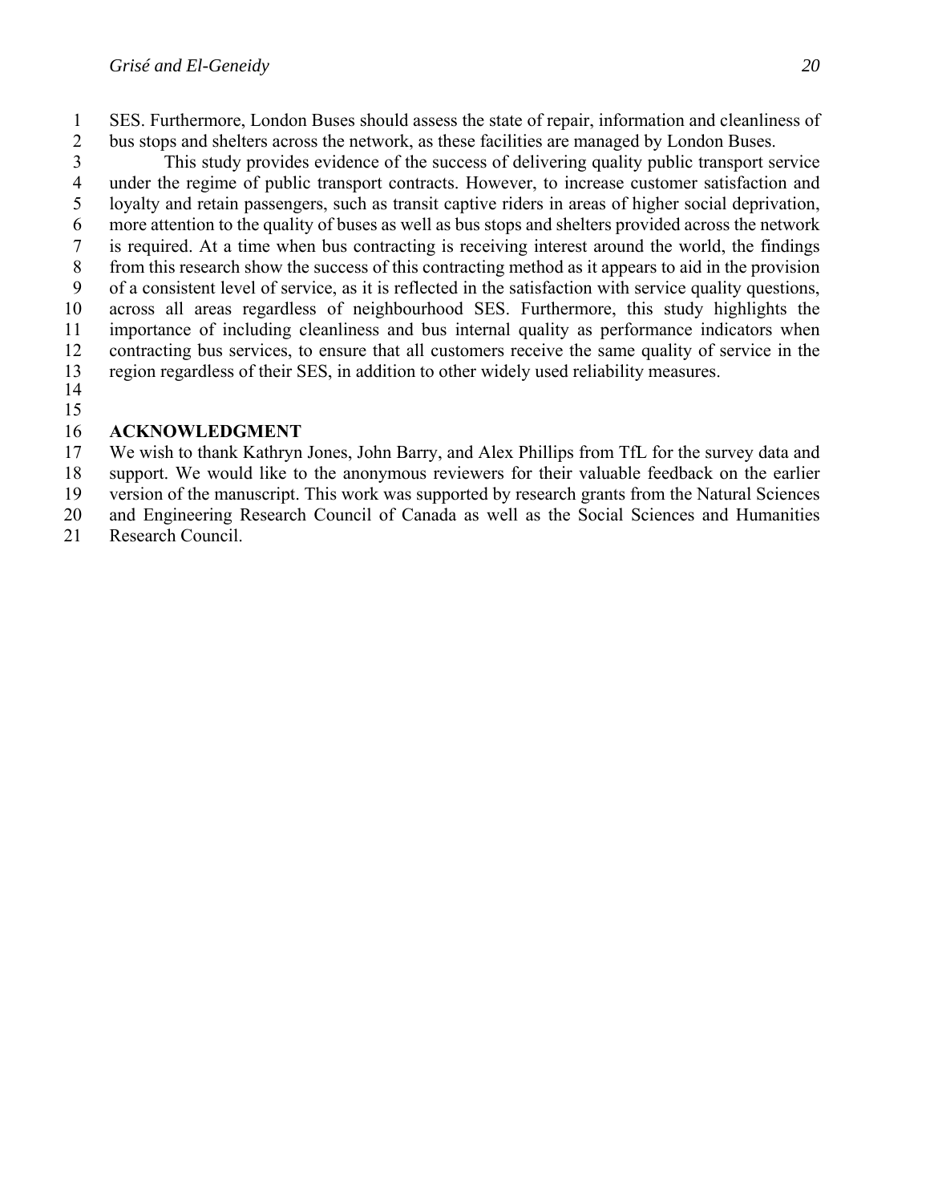SES. Furthermore, London Buses should assess the state of repair, information and cleanliness of bus stops and shelters across the network, as these facilities are managed by London Buses.

This study provides evidence of the success of delivering quality public transport service under the regime of public transport contracts. However, to increase customer satisfaction and loyalty and retain passengers, such as transit captive riders in areas of higher social deprivation, more attention to the quality of buses as well as bus stops and shelters provided across the network is required. At a time when bus contracting is receiving interest around the world, the findings from this research show the success of this contracting method as it appears to aid in the provision of a consistent level of service, as it is reflected in the satisfaction with service quality questions, across all areas regardless of neighbourhood SES. Furthermore, this study highlights the importance of including cleanliness and bus internal quality as performance indicators when contracting bus services, to ensure that all customers receive the same quality of service in the region regardless of their SES, in addition to other widely used reliability measures.

## ACKNOWLEDGMENT

We wish to thank Kathryn Jones, John Barry, and Alex Phillips from TfL for the survey data and support. We would like to the anonymous reviewers for their valuable feedback on the earlier version of the manuscript. This work was supported by research grants from the Natural Sciences and Engineering Research Council of Canada as well as the Social Sciences and Humanities Research Council.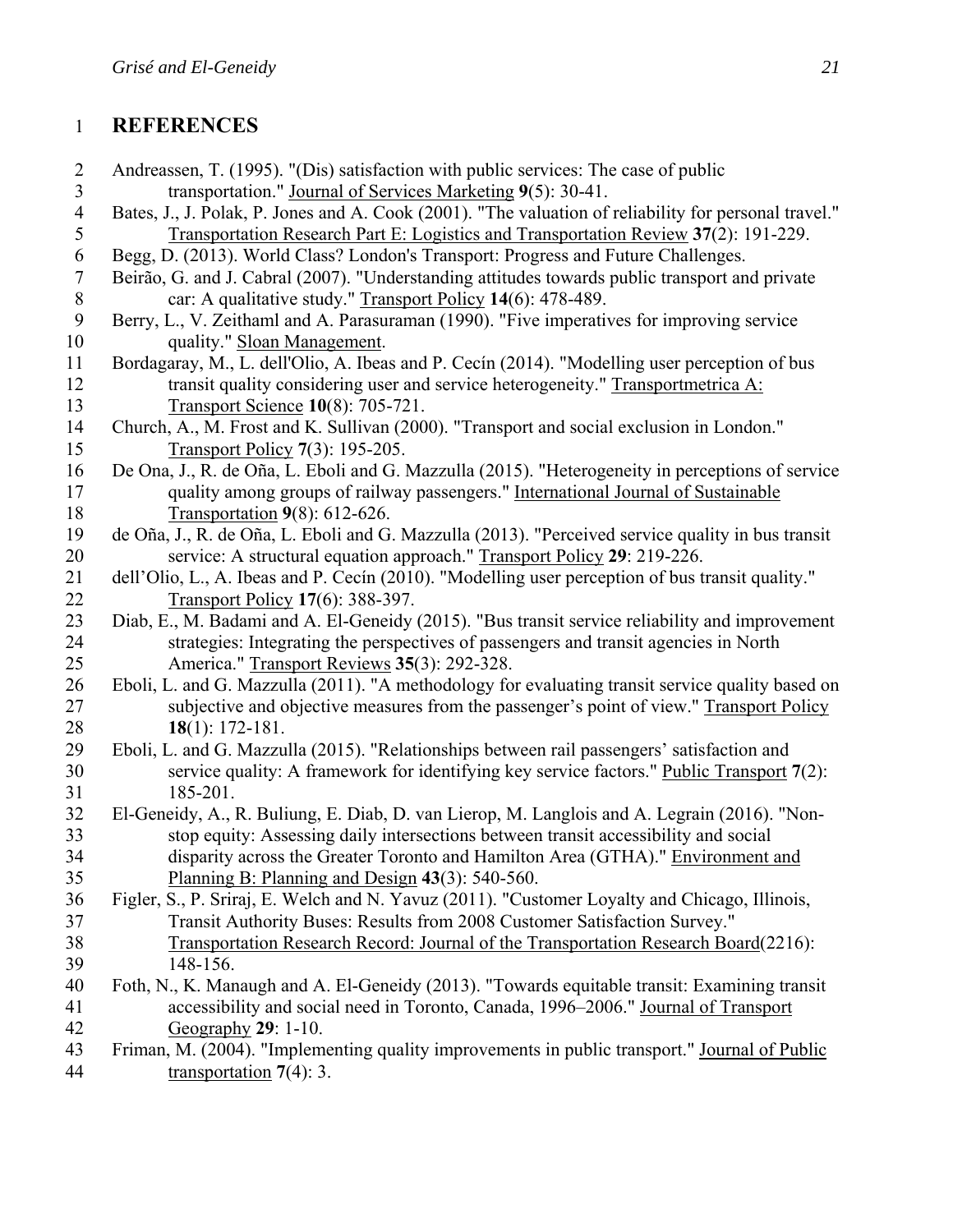# REFERENCES

Andreassen, T. (1995). "(Dis) satisfaction with public services: The case of public transportation." Journal of Services Marketing **9**(5): 30-41.

Bates, J., J. Polak, P. Jones and A. Cook (2001). "The valuation of reliability for personal travel." Transportation Research Part E: Logistics and Transportation Review **37**(2): 191-229.

Begg, D. (2013). World Class? London's Transport: Progress and Future Challenges.

Beirão, G. and J. Cabral (2007). "Understanding attitudes towards public transport and private car: A qualitative study." Transport Policy **14**(6): 478-489.

Berry, L., V. Zeithaml and A. Parasuraman (1990). "Five imperatives for improving service quality." Sloan Management.

Bordagaray, M., L. dell'Olio, A. Ibeas and P. Cecín (2014). "Modelling user perception of bus transit quality considering user and service heterogeneity." Transportmetrica A: Transport Science **10**(8): 705-721.

Church, A., M. Frost and K. Sullivan (2000). "Transport and social exclusion in London." Transport Policy **7**(3): 195-205.

De Ona, J., R. de Oña, L. Eboli and G. Mazzulla (2015). "Heterogeneity in perceptions of service quality among groups of railway passengers." International Journal of Sustainable Transportation **9**(8): 612-626.

de Oña, J., R. de Oña, L. Eboli and G. Mazzulla (2013). "Perceived service quality in bus transit service: A structural equation approach." Transport Policy **29**: 219-226.

dell'Olio, L., A. Ibeas and P. Cecín (2010). "Modelling user perception of bus transit quality." Transport Policy **17**(6): 388-397.

Diab, E., M. Badami and A. El-Geneidy (2015). "Bus transit service reliability and improvement strategies: Integrating the perspectives of passengers and transit agencies in North America." Transport Reviews **35**(3): 292-328.

Eboli, L. and G. Mazzulla (2011). "A methodology for evaluating transit service quality based on subjective and objective measures from the passenger's point of view." Transport Policy **18**(1): 172-181.

Eboli, L. and G. Mazzulla (2015). "Relationships between rail passengers' satisfaction and service quality: A framework for identifying key service factors." Public Transport **7**(2): 185-201.

El-Geneidy, A., R. Buliung, E. Diab, D. van Lierop, M. Langlois and A. Legrain (2016). "Non-stop equity: Assessing daily intersections between transit accessibility and social disparity across the Greater Toronto and Hamilton Area (GTHA)." Environment and Planning B: Planning and Design **43**(3): 540-560.

Figler, S., P. Sriraj, E. Welch and N. Yavuz (2011). "Customer Loyalty and Chicago, Illinois, Transit Authority Buses: Results from 2008 Customer Satisfaction Survey." Transportation Research Record: Journal of the Transportation Research Board(2216): 148-156.

Foth, N., K. Manaugh and A. El-Geneidy (2013). "Towards equitable transit: Examining transit accessibility and social need in Toronto, Canada, 1996–2006." Journal of Transport Geography **29**: 1-10.

Friman, M. (2004). "Implementing quality improvements in public transport." Journal of Public transportation **7**(4): 3.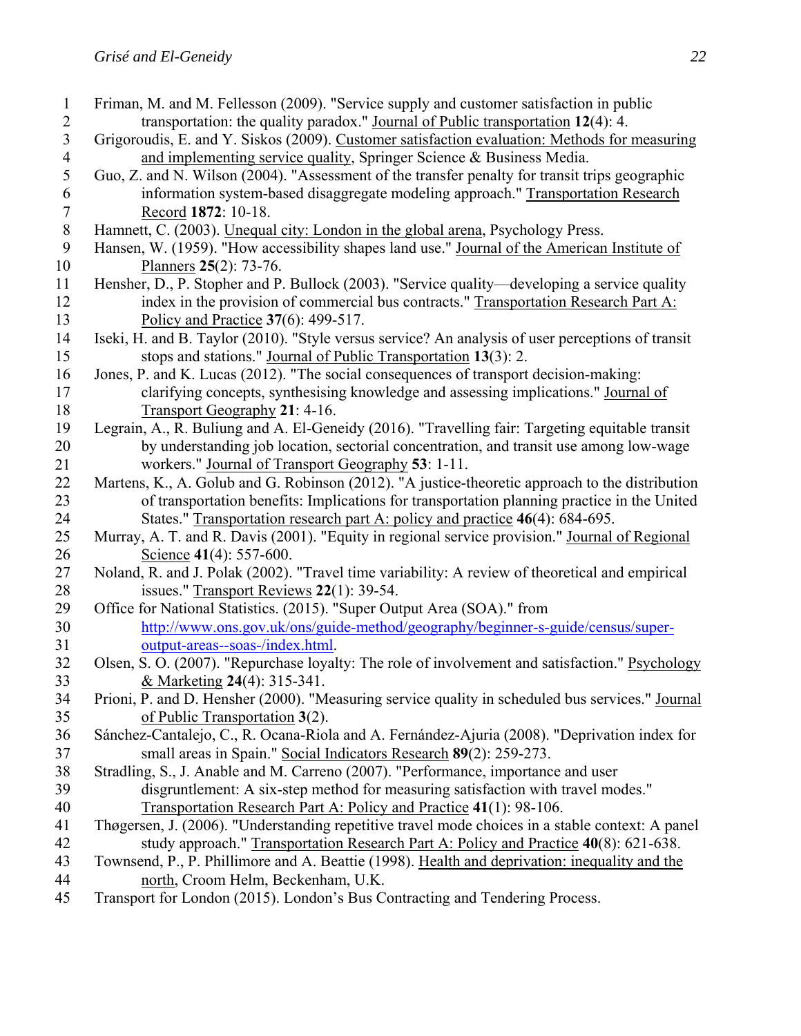Friman, M. and M. Fellesson (2009). "Service supply and customer satisfaction in public transportation: the quality paradox." Journal of Public transportation **12**(4): 4.

Grigoroudis, E. and Y. Siskos (2009). Customer satisfaction evaluation: Methods for measuring and implementing service quality, Springer Science & Business Media.

Guo, Z. and N. Wilson (2004). "Assessment of the transfer penalty for transit trips geographic information system-based disaggregate modeling approach." Transportation Research Record **1872**: 10-18.

Hamnett, C. (2003). Unequal city: London in the global arena, Psychology Press.

Hansen, W. (1959). "How accessibility shapes land use." Journal of the American Institute of Planners **25**(2): 73-76.

Hensher, D., P. Stopher and P. Bullock (2003). "Service quality—developing a service quality index in the provision of commercial bus contracts." Transportation Research Part A: Policy and Practice **37**(6): 499-517.

Iseki, H. and B. Taylor (2010). "Style versus service? An analysis of user perceptions of transit stops and stations." Journal of Public Transportation **13**(3): 2.

Jones, P. and K. Lucas (2012). "The social consequences of transport decision-making: clarifying concepts, synthesising knowledge and assessing implications." Journal of Transport Geography **21**: 4-16.

Legrain, A., R. Buliung and A. El-Geneidy (2016). "Travelling fair: Targeting equitable transit by understanding job location, sectorial concentration, and transit use among low-wage workers." Journal of Transport Geography **53**: 1-11.

Martens, K., A. Golub and G. Robinson (2012). "A justice-theoretic approach to the distribution of transportation benefits: Implications for transportation planning practice in the United States." Transportation research part A: policy and practice **46**(4): 684-695.

Murray, A. T. and R. Davis (2001). "Equity in regional service provision." Journal of Regional Science **41**(4): 557-600.

Noland, R. and J. Polak (2002). "Travel time variability: A review of theoretical and empirical issues." Transport Reviews **22**(1): 39-54.

Office for National Statistics. (2015). "Super Output Area (SOA)." from http://www.ons.gov.uk/ons/guide-method/geography/beginner-s-guide/census/super-output-areas--soas-/index.html.

Olsen, S. O. (2007). "Repurchase loyalty: The role of involvement and satisfaction." Psychology & Marketing **24**(4): 315-341.

Prioni, P. and D. Hensher (2000). "Measuring service quality in scheduled bus services." Journal of Public Transportation **3**(2).

Sánchez-Cantalejo, C., R. Ocana-Riola and A. Fernández-Ajuria (2008). "Deprivation index for small areas in Spain." Social Indicators Research **89**(2): 259-273.

Stradling, S., J. Anable and M. Carreno (2007). "Performance, importance and user disgruntlement: A six-step method for measuring satisfaction with travel modes." Transportation Research Part A: Policy and Practice **41**(1): 98-106.

Thøgersen, J. (2006). "Understanding repetitive travel mode choices in a stable context: A panel study approach." Transportation Research Part A: Policy and Practice **40**(8): 621-638.

Townsend, P., P. Phillimore and A. Beattie (1998). Health and deprivation: inequality and the north, Croom Helm, Beckenham, U.K.

Transport for London (2015). London's Bus Contracting and Tendering Process.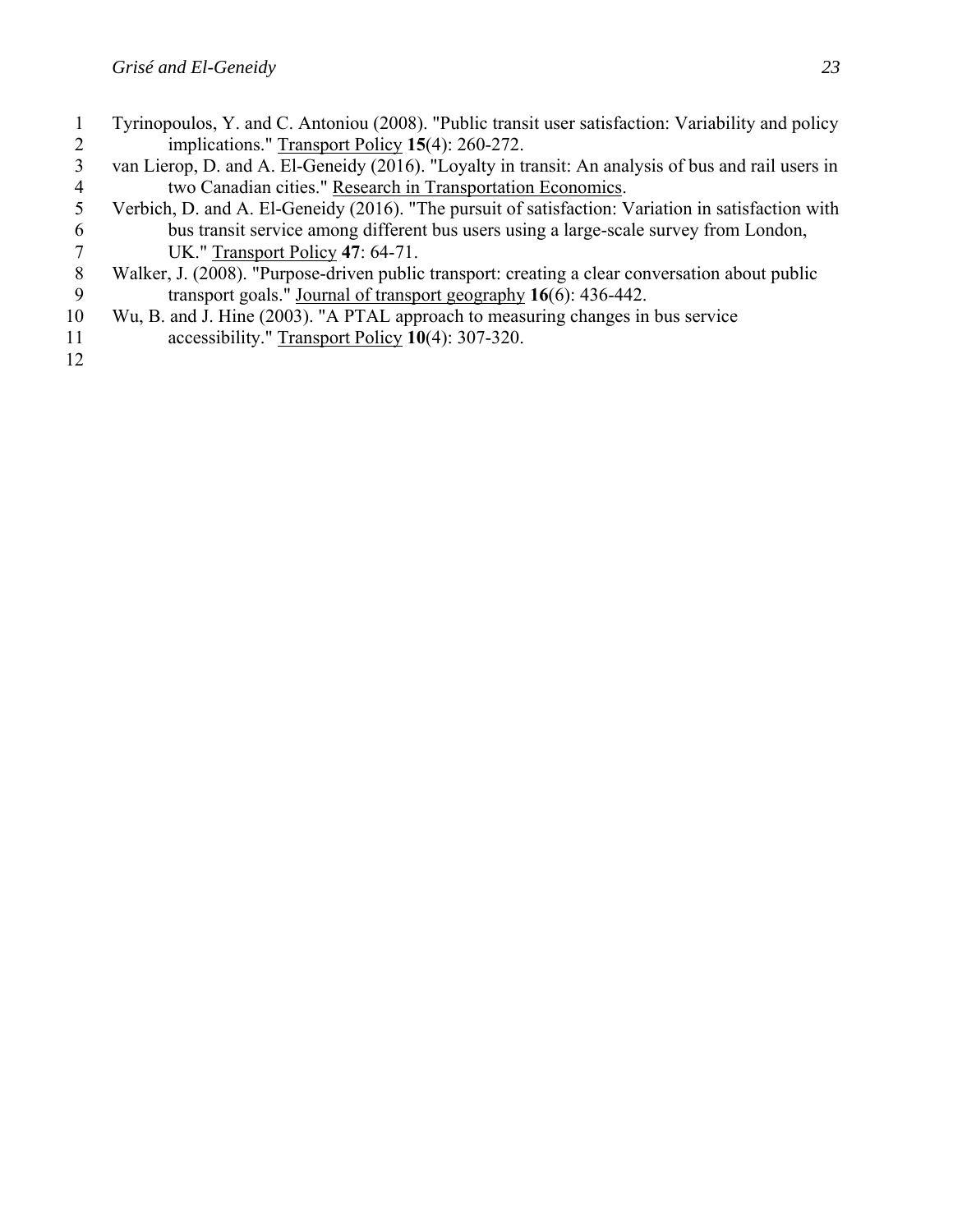Tyrinopoulos, Y. and C. Antoniou (2008). "Public transit user satisfaction: Variability and policy implications." Transport Policy **15**(4): 260-272.

van Lierop, D. and A. El-Geneidy (2016). "Loyalty in transit: An analysis of bus and rail users in two Canadian cities." Research in Transportation Economics.

Verbich, D. and A. El-Geneidy (2016). "The pursuit of satisfaction: Variation in satisfaction with bus transit service among different bus users using a large-scale survey from London, UK." Transport Policy **47**: 64-71.

Walker, J. (2008). "Purpose-driven public transport: creating a clear conversation about public transport goals." Journal of transport geography **16**(6): 436-442.

Wu, B. and J. Hine (2003). "A PTAL approach to measuring changes in bus service accessibility." Transport Policy **10**(4): 307-320.